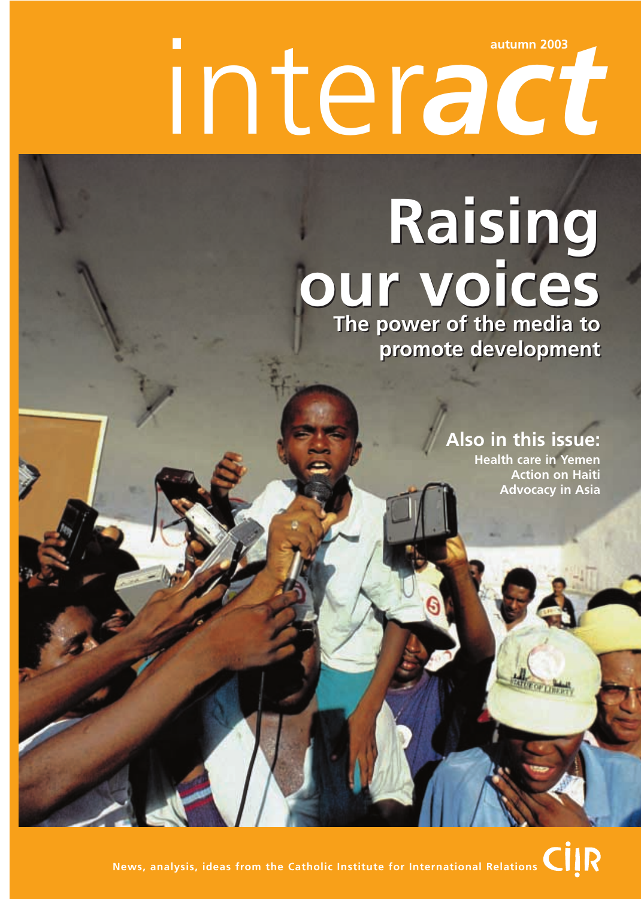autumn 2003

# interact

# Raising our voices

## The power of the media to promote development

### Also in this issue:

Health care in Yemen
Action on Haiti
Advocacy in Asia

News, analysis, ideas from the Catholic Institute for International Relations

CIIR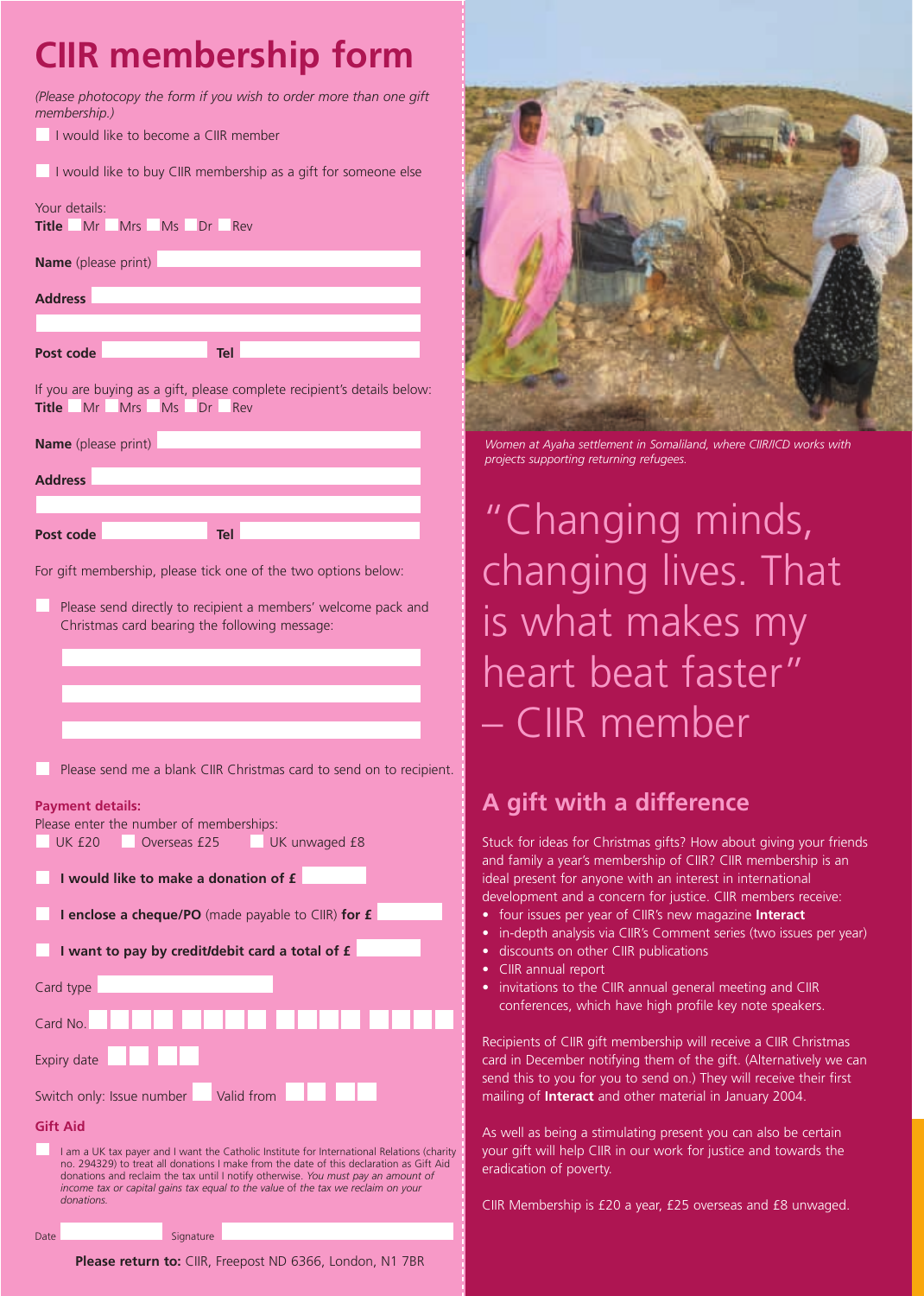# CIIR membership form

*(Please photocopy the form if you wish to order more than one gift membership.)*

☐ I would like to become a CIIR member

☐ I would like to buy CIIR membership as a gift for someone else

Your details:

**Title** ☐ Mr ☐ Mrs ☐ Ms ☐ Dr ☐ Rev

**Name** (please print)

**Address**

**Post code** **Tel**

If you are buying as a gift, please complete recipient's details below:

**Title** ☐ Mr ☐ Mrs ☐ Ms ☐ Dr ☐ Rev

**Name** (please print)

**Address**

**Post code** **Tel**

For gift membership, please tick one of the two options below:

☐ Please send directly to recipient a members' welcome pack and Christmas card bearing the following message:

☐ Please send me a blank CIIR Christmas card to send on to recipient.

**Payment details:**

Please enter the number of memberships:

☐ UK £20 ☐ Overseas £25 ☐ UK unwaged £8

☐ **I would like to make a donation of £**

☐ **I enclose a cheque/PO** (made payable to CIIR) **for £**

☐ **I want to pay by credit/debit card a total of £**

Card type

Card No.

Expiry date

Switch only: Issue number Valid from

**Gift Aid**

☐ I am a UK tax payer and I want the Catholic Institute for International Relations (charity no. 294329) to treat all donations I make from the date of this declaration as Gift Aid donations and reclaim the tax until I notify otherwise. *You must pay an amount of income tax or capital gains tax equal to the value of the tax we reclaim on your donations.*

Date Signature

**Please return to:** CIIR, Freepost ND 6366, London, N1 7BR

*Women at Ayaha settlement in Somaliland, where CIIR/ICD works with projects supporting returning refugees.*

"Changing minds, changing lives. That is what makes my heart beat faster" – CIIR member

## A gift with a difference

Stuck for ideas for Christmas gifts? How about giving your friends and family a year's membership of CIIR? CIIR membership is an ideal present for anyone with an interest in international development and a concern for justice. CIIR members receive:

- four issues per year of CIIR's new magazine **Interact**
- in-depth analysis via CIIR's Comment series (two issues per year)
- discounts on other CIIR publications
- CIIR annual report
- invitations to the CIIR annual general meeting and CIIR conferences, which have high profile key note speakers.

Recipients of CIIR gift membership will receive a CIIR Christmas card in December notifying them of the gift. (Alternatively we can send this to you for you to send on.) They will receive their first mailing of **Interact** and other material in January 2004.

As well as being a stimulating present you can also be certain your gift will help CIIR in our work for justice and towards the eradication of poverty.

CIIR Membership is £20 a year, £25 overseas and £8 unwaged.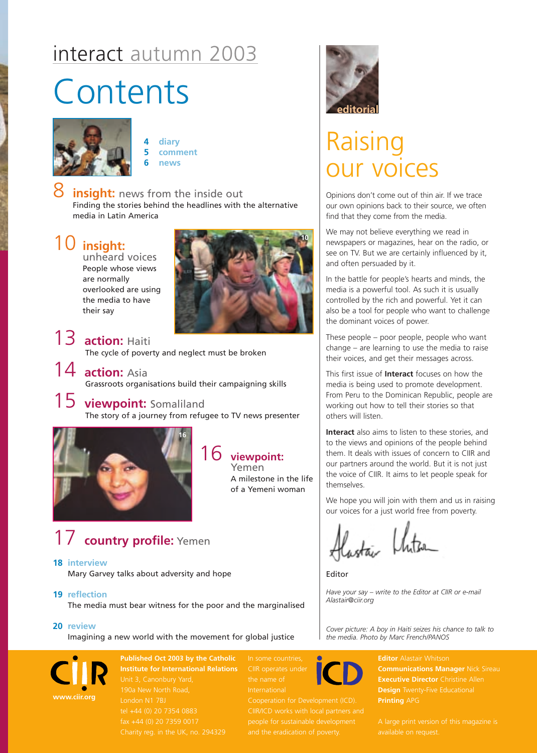# interact autumn 2003

# Contents

4 diary
5 comment
6 news

**8 insight:** news from the inside out
Finding the stories behind the headlines with the alternative media in Latin America

**10 insight:** unheard voices
People whose views are normally overlooked are using the media to have their say

**13 action:** Haiti
The cycle of poverty and neglect must be broken

**14 action:** Asia
Grassroots organisations build their campaigning skills

**15 viewpoint:** Somaliland
The story of a journey from refugee to TV news presenter

**16 viewpoint:** Yemen
A milestone in the life of a Yemeni woman

**17 country profile:** Yemen

**18 interview**
Mary Garvey talks about adversity and hope

**19 reflection**
The media must bear witness for the poor and the marginalised

**20 review**
Imagining a new world with the movement for global justice

editorial

## Raising our voices

Opinions don't come out of thin air. If we trace our own opinions back to their source, we often find that they come from the media.

We may not believe everything we read in newspapers or magazines, hear on the radio, or see on TV. But we are certainly influenced by it, and often persuaded by it.

In the battle for people's hearts and minds, the media is a powerful tool. As such it is usually controlled by the rich and powerful. Yet it can also be a tool for people who want to challenge the dominant voices of power.

These people – poor people, people who want change – are learning to use the media to raise their voices, and get their messages across.

This first issue of **Interact** focuses on how the media is being used to promote development. From Peru to the Dominican Republic, people are working out how to tell their stories so that others will listen.

**Interact** also aims to listen to these stories, and to the views and opinions of the people behind them. It deals with issues of concern to CIIR and our partners around the world. But it is not just the voice of CIIR. It aims to let people speak for themselves.

We hope you will join with them and us in raising our voices for a just world free from poverty.

Alastair Whitson

Editor

*Have your say – write to the Editor at CIIR or e-mail Alastair@ciir.org*

*Cover picture: A boy in Haiti seizes his chance to talk to the media. Photo by Marc French/PANOS*

CIIR
www.ciir.org

**Published Oct 2003 by the Catholic Institute for International Relations**
Unit 3, Canonbury Yard,
190a New North Road,
London N1 7BJ
tel +44 (0) 20 7354 0883
fax +44 (0) 20 7359 0017
Charity reg. in the UK, no. 294329

In some countries, CIIR operates under the name of International Cooperation for Development (ICD). CIIR/ICD works with local partners and people for sustainable development and the eradication of poverty.

ICD

**Editor** Alastair Whitson
**Communications Manager** Nick Sireau
**Executive Director** Christine Allen
**Design** Twenty-Five Educational
**Printing** APG

A large print version of this magazine is available on request.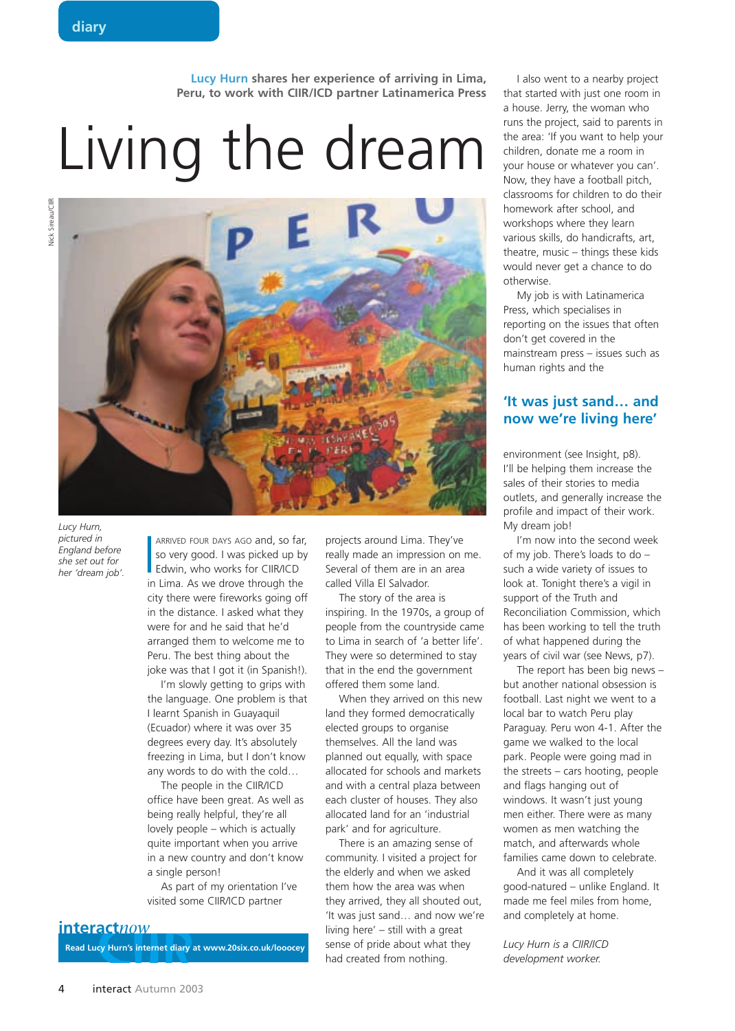diary

**Lucy Hurn shares her experience of arriving in Lima, Peru, to work with CIIR/ICD partner Latinamerica Press**

# Living the dream

*Lucy Hurn, pictured in England before she set out for her 'dream job'.*

ARRIVED FOUR DAYS AGO and, so far, so very good. I was picked up by Edwin, who works for CIIR/ICD in Lima. As we drove through the city there were fireworks going off in the distance. I asked what they were for and he said that he'd arranged them to welcome me to Peru. The best thing about the joke was that I got it (in Spanish!).

I'm slowly getting to grips with the language. One problem is that I learnt Spanish in Guayaquil (Ecuador) where it was over 35 degrees every day. It's absolutely freezing in Lima, but I don't know any words to do with the cold…

The people in the CIIR/ICD office have been great. As well as being really helpful, they're all lovely people – which is actually quite important when you arrive in a new country and don't know a single person!

As part of my orientation I've visited some CIIR/ICD partner projects around Lima. They've really made an impression on me. Several of them are in an area called Villa El Salvador.

The story of the area is inspiring. In the 1970s, a group of people from the countryside came to Lima in search of 'a better life'. They were so determined to stay that in the end the government offered them some land.

When they arrived on this new land they formed democratically elected groups to organise themselves. All the land was planned out equally, with space allocated for schools and markets and with a central plaza between each cluster of houses. They also allocated land for an 'industrial park' and for agriculture.

There is an amazing sense of community. I visited a project for the elderly and when we asked them how the area was when they arrived, they all shouted out, 'It was just sand… and now we're living here' – still with a great sense of pride about what they had created from nothing.

I also went to a nearby project that started with just one room in a house. Jerry, the woman who runs the project, said to parents in the area: 'If you want to help your children, donate me a room in your house or whatever you can'. Now, they have a football pitch, classrooms for children to do their homework after school, and workshops where they learn various skills, do handicrafts, art, theatre, music – things these kids would never get a chance to do otherwise.

My job is with Latinamerica Press, which specialises in reporting on the issues that often don't get covered in the mainstream press – issues such as human rights and the

## 'It was just sand… and now we're living here'

environment (see Insight, p8). I'll be helping them increase the sales of their stories to media outlets, and generally increase the profile and impact of their work. My dream job!

I'm now into the second week of my job. There's loads to do – such a wide variety of issues to look at. Tonight there's a vigil in support of the Truth and Reconciliation Commission, which has been working to tell the truth of what happened during the years of civil war (see News, p7).

The report has been big news – but another national obsession is football. Last night we went to a local bar to watch Peru play Paraguay. Peru won 4-1. After the game we walked to the local park. People were going mad in the streets – cars hooting, people and flags hanging out of windows. It wasn't just young men either. There were as many women as men watching the match, and afterwards whole families came down to celebrate.

And it was all completely good-natured – unlike England. It made me feel miles from home, and completely at home.

*Lucy Hurn is a CIIR/ICD development worker.*

**interact*now***

**Read Lucy Hurn's internet diary at www.20six.co.uk/looocey**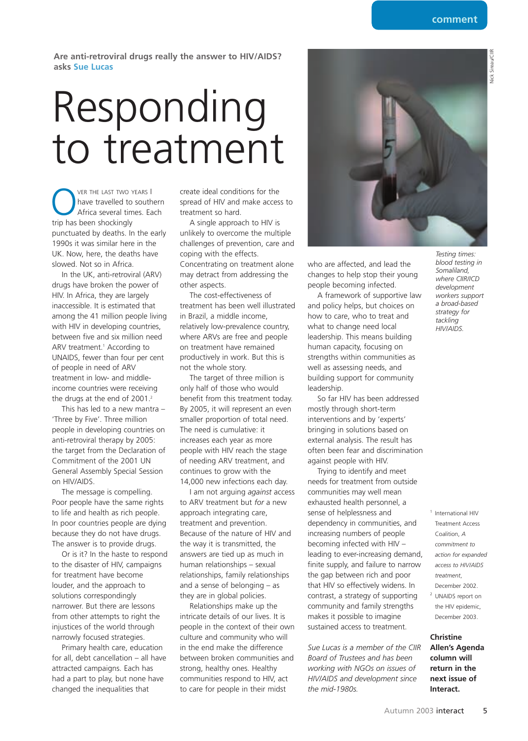Are anti-retroviral drugs really the answer to HIV/AIDS? asks **Sue Lucas**

# Responding to treatment

Over the last two years I have travelled to southern Africa several times. Each trip has been shockingly punctuated by deaths. In the early 1990s it was similar here in the UK. Now, here, the deaths have slowed. Not so in Africa.

In the UK, anti-retroviral (ARV) drugs have broken the power of HIV. In Africa, they are largely inaccessible. It is estimated that among the 41 million people living with HIV in developing countries, between five and six million need ARV treatment.[1] According to UNAIDS, fewer than four per cent of people in need of ARV treatment in low- and middle-income countries were receiving the drugs at the end of 2001.[2]

This has led to a new mantra – 'Three by Five'. Three million people in developing countries on anti-retroviral therapy by 2005: the target from the Declaration of Commitment of the 2001 UN General Assembly Special Session on HIV/AIDS.

The message is compelling. Poor people have the same rights to life and health as rich people. In poor countries people are dying because they do not have drugs. The answer is to provide drugs.

Or is it? In the haste to respond to the disaster of HIV, campaigns for treatment have become louder, and the approach to solutions correspondingly narrower. But there are lessons from other attempts to right the injustices of the world through narrowly focused strategies.

Primary health care, education for all, debt cancellation – all have attracted campaigns. Each has had a part to play, but none have changed the inequalities that create ideal conditions for the spread of HIV and make access to treatment so hard.

A single approach to HIV is unlikely to overcome the multiple challenges of prevention, care and coping with the effects. Concentrating on treatment alone may detract from addressing the other aspects.

The cost-effectiveness of treatment has been well illustrated in Brazil, a middle income, relatively low-prevalence country, where ARVs are free and people on treatment have remained productively in work. But this is not the whole story.

The target of three million is only half of those who would benefit from this treatment today. By 2005, it will represent an even smaller proportion of total need. The need is cumulative: it increases each year as more people with HIV reach the stage of needing ARV treatment, and continues to grow with the 14,000 new infections each day.

I am not arguing *against* access to ARV treatment but *for* a new approach integrating care, treatment and prevention. Because of the nature of HIV and the way it is transmitted, the answers are tied up as much in human relationships – sexual relationships, family relationships and a sense of belonging – as they are in global policies.

Relationships make up the intricate details of our lives. It is people in the context of their own culture and community who will in the end make the difference between broken communities and strong, healthy ones. Healthy communities respond to HIV, act to care for people in their midst who are affected, and lead the changes to help stop their young people becoming infected.

A framework of supportive law and policy helps, but choices on how to care, who to treat and what to change need local leadership. This means building human capacity, focusing on strengths within communities as well as assessing needs, and building support for community leadership.

So far HIV has been addressed mostly through short-term interventions and by 'experts' bringing in solutions based on external analysis. The result has often been fear and discrimination against people with HIV.

Trying to identify and meet needs for treatment from outside communities may well mean exhausted health personnel, a sense of helplessness and dependency in communities, and increasing numbers of people becoming infected with HIV – leading to ever-increasing demand, finite supply, and failure to narrow the gap between rich and poor that HIV so effectively widens. In contrast, a strategy of supporting community and family strengths makes it possible to imagine sustained access to treatment.

*Sue Lucas is a member of the CIIR Board of Trustees and has been working with NGOs on issues of HIV/AIDS and development since the mid-1980s.*

*Testing times: blood testing in Somaliland, where CIIR/ICD development workers support a broad-based strategy for tackling HIV/AIDS.*

Nick Sireau/CIIR

[1] International HIV Treatment Access Coalition, *A commitment to action for expanded access to HIV/AIDS treatment*, December 2002.

[2] UNAIDS report on the HIV epidemic, December 2003.

**Christine Allen's Agenda column will return in the next issue of Interact.**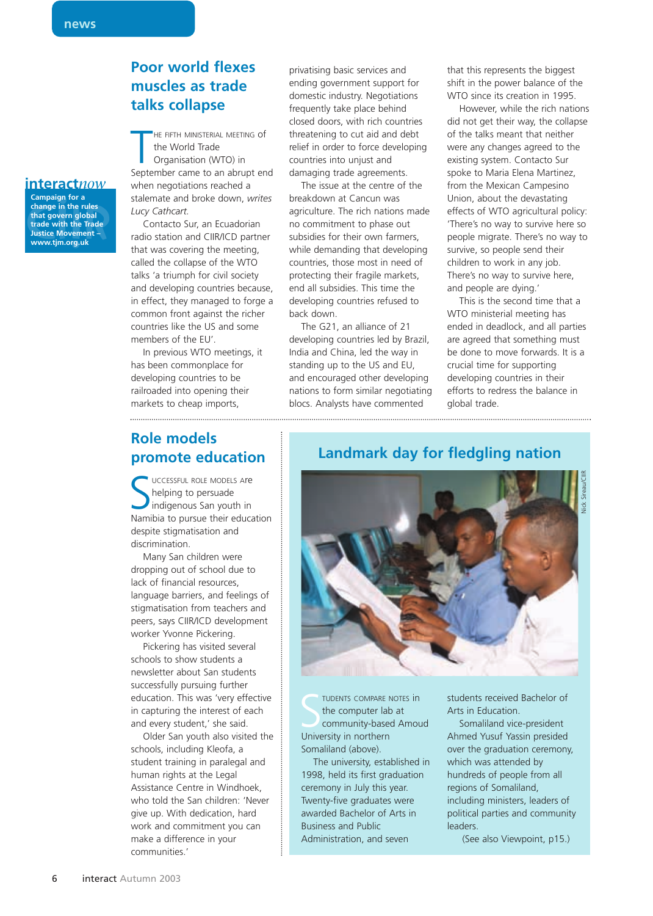news

# Poor world flexes muscles as trade talks collapse

**interact*now***
Campaign for a change in the rules that govern global trade with the Trade Justice Movement – www.tjm.org.uk

The fifth ministerial meeting of the World Trade Organisation (WTO) in September came to an abrupt end when negotiations reached a stalemate and broke down, *writes Lucy Cathcart.*

Contacto Sur, an Ecuadorian radio station and CIIR/ICD partner that was covering the meeting, called the collapse of the WTO talks 'a triumph for civil society and developing countries because, in effect, they managed to forge a common front against the richer countries like the US and some members of the EU'.

In previous WTO meetings, it has been commonplace for developing countries to be railroaded into opening their markets to cheap imports, privatising basic services and ending government support for domestic industry. Negotiations frequently take place behind closed doors, with rich countries threatening to cut aid and debt relief in order to force developing countries into unjust and damaging trade agreements.

The issue at the centre of the breakdown at Cancun was agriculture. The rich nations made no commitment to phase out subsidies for their own farmers, while demanding that developing countries, those most in need of protecting their fragile markets, end all subsidies. This time the developing countries refused to back down.

The G21, an alliance of 21 developing countries led by Brazil, India and China, led the way in standing up to the US and EU, and encouraged other developing nations to form similar negotiating blocs. Analysts have commented that this represents the biggest shift in the power balance of the WTO since its creation in 1995.

However, while the rich nations did not get their way, the collapse of the talks meant that neither were any changes agreed to the existing system. Contacto Sur spoke to Maria Elena Martinez, from the Mexican Campesino Union, about the devastating effects of WTO agricultural policy: 'There's no way to survive here so people migrate. There's no way to survive, so people send their children to work in any job. There's no way to survive here, and people are dying.'

This is the second time that a WTO ministerial meeting has ended in deadlock, and all parties are agreed that something must be done to move forwards. It is a crucial time for supporting developing countries in their efforts to redress the balance in global trade.

# Role models promote education

Successful role models are helping to persuade indigenous San youth in Namibia to pursue their education despite stigmatisation and discrimination.

Many San children were dropping out of school due to lack of financial resources, language barriers, and feelings of stigmatisation from teachers and peers, says CIIR/ICD development worker Yvonne Pickering.

Pickering has visited several schools to show students a newsletter about San students successfully pursuing further education. This was 'very effective in capturing the interest of each and every student,' she said.

Older San youth also visited the schools, including Kleofa, a student training in paralegal and human rights at the Legal Assistance Centre in Windhoek, who told the San children: 'Never give up. With dedication, hard work and commitment you can make a difference in your communities.'

# Landmark day for fledgling nation

Nick Sireau/CIIR

Students compare notes in the computer lab at community-based Amoud University in northern Somaliland (above).

The university, established in 1998, held its first graduation ceremony in July this year. Twenty-five graduates were awarded Bachelor of Arts in Business and Public Administration, and seven students received Bachelor of Arts in Education.

Somaliland vice-president Ahmed Yusuf Yassin presided over the graduation ceremony, which was attended by hundreds of people from all regions of Somaliland, including ministers, leaders of political parties and community leaders.

(See also Viewpoint, p15.)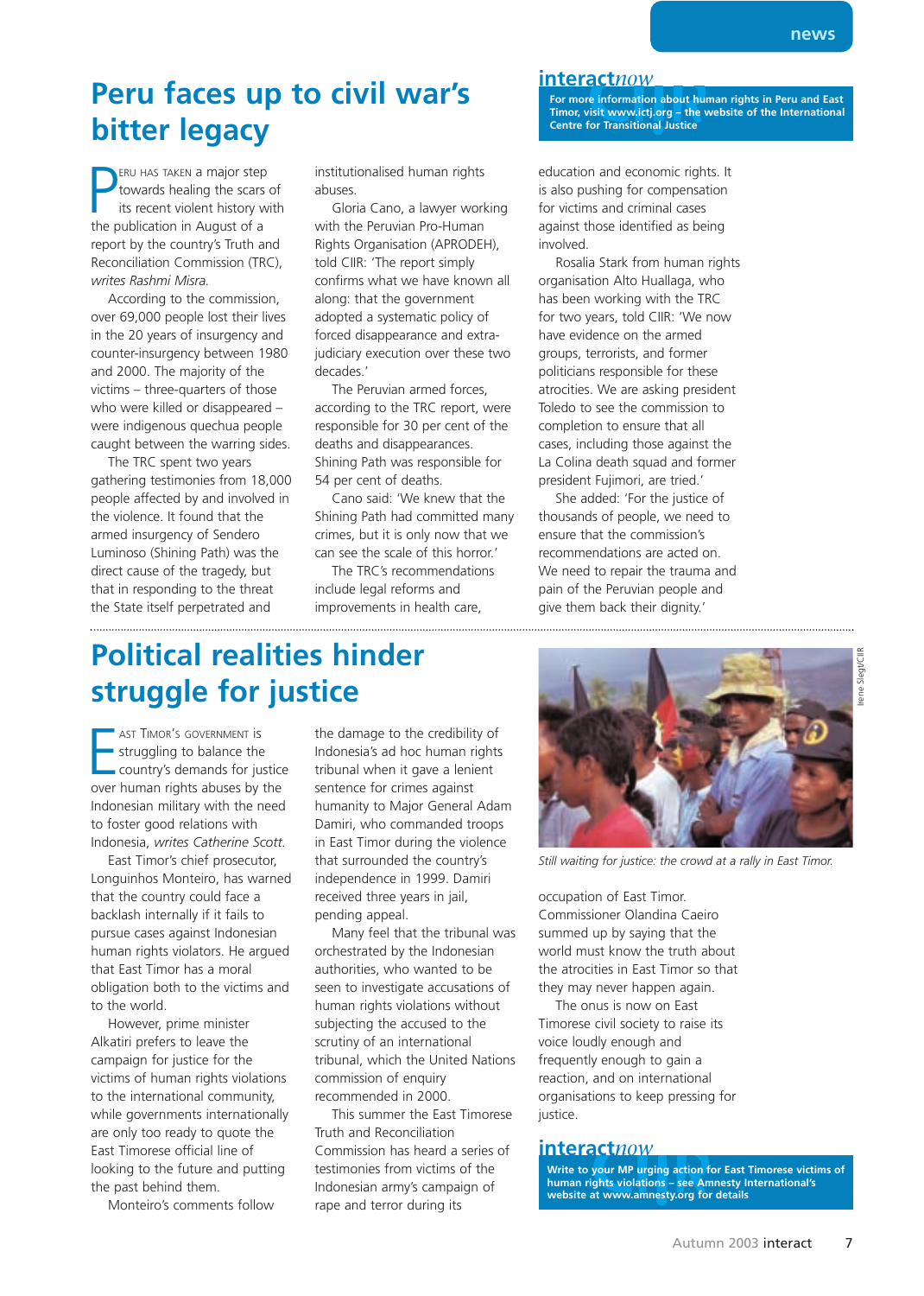news

# Peru faces up to civil war's bitter legacy

PERU HAS TAKEN a major step towards healing the scars of its recent violent history with the publication in August of a report by the country's Truth and Reconciliation Commission (TRC), *writes Rashmi Misra.*

According to the commission, over 69,000 people lost their lives in the 20 years of insurgency and counter-insurgency between 1980 and 2000. The majority of the victims – three-quarters of those who were killed or disappeared – were indigenous quechua people caught between the warring sides.

The TRC spent two years gathering testimonies from 18,000 people affected by and involved in the violence. It found that the armed insurgency of Sendero Luminoso (Shining Path) was the direct cause of the tragedy, but that in responding to the threat the State itself perpetrated and institutionalised human rights abuses.

Gloria Cano, a lawyer working with the Peruvian Pro-Human Rights Organisation (APRODEH), told CIIR: 'The report simply confirms what we have known all along: that the government adopted a systematic policy of forced disappearance and extra-judiciary execution over these two decades.'

The Peruvian armed forces, according to the TRC report, were responsible for 30 per cent of the deaths and disappearances. Shining Path was responsible for 54 per cent of deaths.

Cano said: 'We knew that the Shining Path had committed many crimes, but it is only now that we can see the scale of this horror.'

The TRC's recommendations include legal reforms and improvements in health care, education and economic rights. It is also pushing for compensation for victims and criminal cases against those identified as being involved.

Rosalia Stark from human rights organisation Alto Huallaga, who has been working with the TRC for two years, told CIIR: 'We now have evidence on the armed groups, terrorists, and former politicians responsible for these atrocities. We are asking president Toledo to see the commission to completion to ensure that all cases, including those against the La Colina death squad and former president Fujimori, are tried.'

She added: 'For the justice of thousands of people, we need to ensure that the commission's recommendations are acted on. We need to repair the trauma and pain of the Peruvian people and give them back their dignity.'

**interact*now***

**For more information about human rights in Peru and East Timor, visit www.ictj.org – the website of the International Centre for Transitional Justice**

# Political realities hinder struggle for justice

EAST TIMOR'S GOVERNMENT is struggling to balance the country's demands for justice over human rights abuses by the Indonesian military with the need to foster good relations with Indonesia, *writes Catherine Scott.*

East Timor's chief prosecutor, Longuinhos Monteiro, has warned that the country could face a backlash internally if it fails to pursue cases against Indonesian human rights violators. He argued that East Timor has a moral obligation both to the victims and to the world.

However, prime minister Alkatiri prefers to leave the campaign for justice for the victims of human rights violations to the international community, while governments internationally are only too ready to quote the East Timorese official line of looking to the future and putting the past behind them.

Monteiro's comments follow the damage to the credibility of Indonesia's ad hoc human rights tribunal when it gave a lenient sentence for crimes against humanity to Major General Adam Damiri, who commanded troops in East Timor during the violence that surrounded the country's independence in 1999. Damiri received three years in jail, pending appeal.

Many feel that the tribunal was orchestrated by the Indonesian authorities, who wanted to be seen to investigate accusations of human rights violations without subjecting the accused to the scrutiny of an international tribunal, which the United Nations commission of enquiry recommended in 2000.

This summer the East Timorese Truth and Reconciliation Commission has heard a series of testimonies from victims of the Indonesian army's campaign of rape and terror during its occupation of East Timor. Commissioner Olandina Caeiro summed up by saying that the world must know the truth about the atrocities in East Timor so that they may never happen again.

The onus is now on East Timorese civil society to raise its voice loudly enough and frequently enough to gain a reaction, and on international organisations to keep pressing for justice.

Irene Slegt/CIIR

*Still waiting for justice: the crowd at a rally in East Timor.*

**interact*now***

**Write to your MP urging action for East Timorese victims of human rights violations – see Amnesty International's website at www.amnesty.org for details**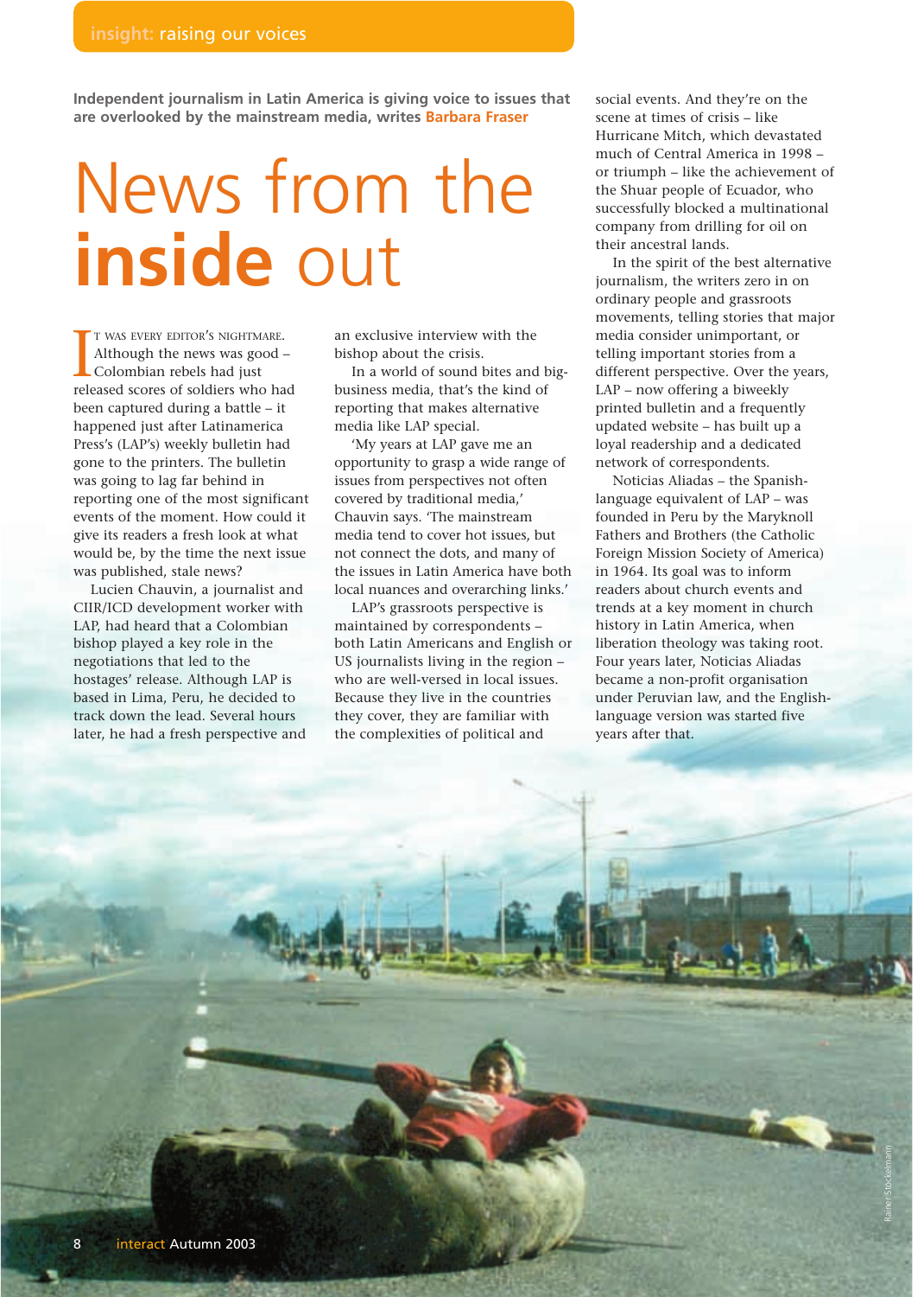insight: raising our voices

**Independent journalism in Latin America is giving voice to issues that are overlooked by the mainstream media, writes Barbara Fraser**

# News from the **inside** out

IT WAS EVERY EDITOR'S NIGHTMARE. Although the news was good – Colombian rebels had just released scores of soldiers who had been captured during a battle – it happened just after Latinamerica Press's (LAP's) weekly bulletin had gone to the printers. The bulletin was going to lag far behind in reporting one of the most significant events of the moment. How could it give its readers a fresh look at what would be, by the time the next issue was published, stale news?

Lucien Chauvin, a journalist and CIIR/ICD development worker with LAP, had heard that a Colombian bishop played a key role in the negotiations that led to the hostages' release. Although LAP is based in Lima, Peru, he decided to track down the lead. Several hours later, he had a fresh perspective and an exclusive interview with the bishop about the crisis.

In a world of sound bites and big-business media, that's the kind of reporting that makes alternative media like LAP special.

'My years at LAP gave me an opportunity to grasp a wide range of issues from perspectives not often covered by traditional media,' Chauvin says. 'The mainstream media tend to cover hot issues, but not connect the dots, and many of the issues in Latin America have both local nuances and overarching links.'

LAP's grassroots perspective is maintained by correspondents – both Latin Americans and English or US journalists living in the region – who are well-versed in local issues. Because they live in the countries they cover, they are familiar with the complexities of political and social events. And they're on the scene at times of crisis – like Hurricane Mitch, which devastated much of Central America in 1998 – or triumph – like the achievement of the Shuar people of Ecuador, who successfully blocked a multinational company from drilling for oil on their ancestral lands.

In the spirit of the best alternative journalism, the writers zero in on ordinary people and grassroots movements, telling stories that major media consider unimportant, or telling important stories from a different perspective. Over the years, LAP – now offering a biweekly printed bulletin and a frequently updated website – has built up a loyal readership and a dedicated network of correspondents.

Noticias Aliadas – the Spanish-language equivalent of LAP – was founded in Peru by the Maryknoll Fathers and Brothers (the Catholic Foreign Mission Society of America) in 1964. Its goal was to inform readers about church events and trends at a key moment in church history in Latin America, when liberation theology was taking root. Four years later, Noticias Aliadas became a non-profit organisation under Peruvian law, and the English-language version was started five years after that.

Rainer Stockelmann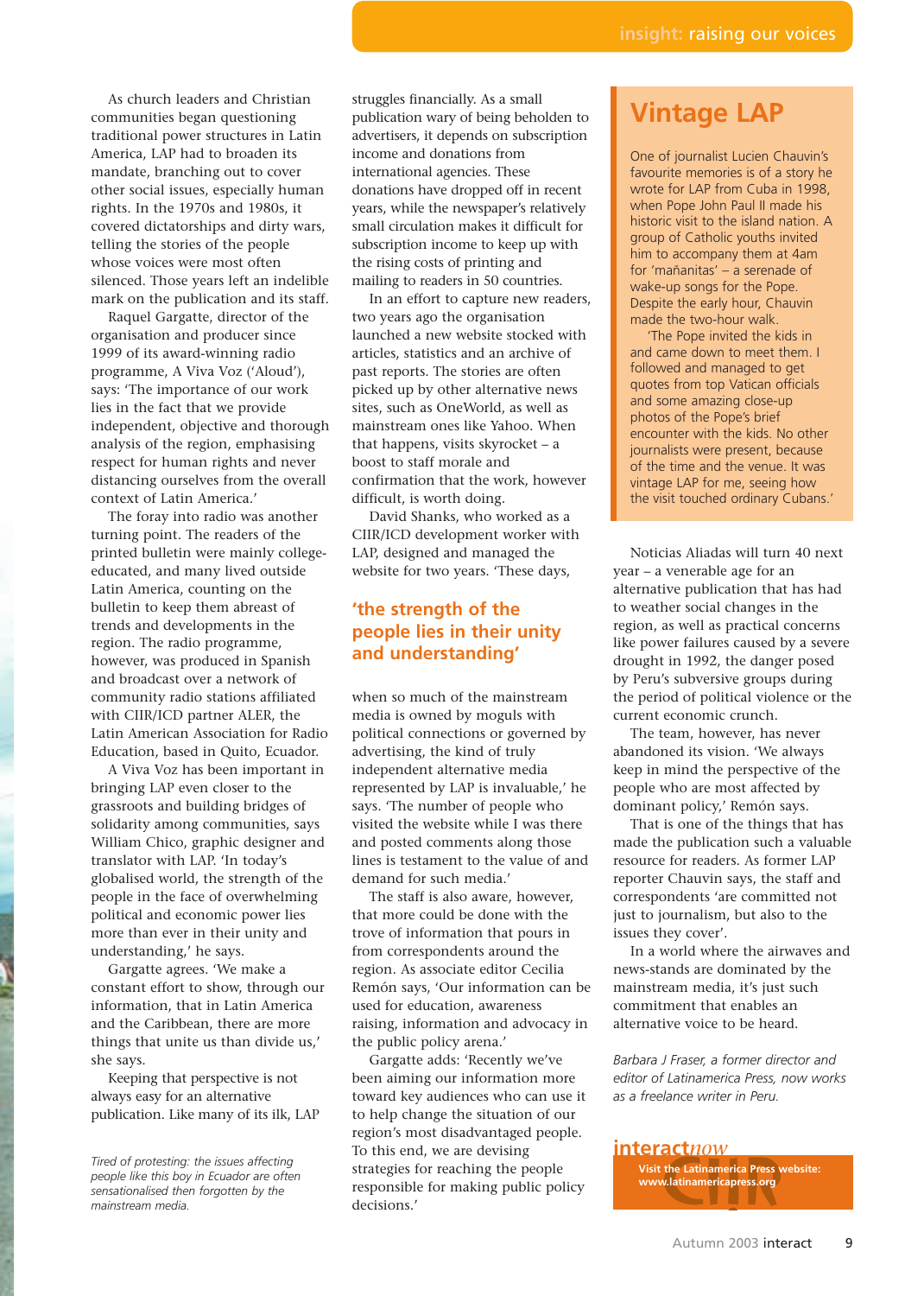As church leaders and Christian communities began questioning traditional power structures in Latin America, LAP had to broaden its mandate, branching out to cover other social issues, especially human rights. In the 1970s and 1980s, it covered dictatorships and dirty wars, telling the stories of the people whose voices were most often silenced. Those years left an indelible mark on the publication and its staff.

Raquel Gargatte, director of the organisation and producer since 1999 of its award-winning radio programme, A Viva Voz ('Aloud'), says: 'The importance of our work lies in the fact that we provide independent, objective and thorough analysis of the region, emphasising respect for human rights and never distancing ourselves from the overall context of Latin America.'

The foray into radio was another turning point. The readers of the printed bulletin were mainly college-educated, and many lived outside Latin America, counting on the bulletin to keep them abreast of trends and developments in the region. The radio programme, however, was produced in Spanish and broadcast over a network of community radio stations affiliated with CIIR/ICD partner ALER, the Latin American Association for Radio Education, based in Quito, Ecuador.

A Viva Voz has been important in bringing LAP even closer to the grassroots and building bridges of solidarity among communities, says William Chico, graphic designer and translator with LAP. 'In today's globalised world, the strength of the people in the face of overwhelming political and economic power lies more than ever in their unity and understanding,' he says.

Gargatte agrees. 'We make a constant effort to show, through our information, that in Latin America and the Caribbean, there are more things that unite us than divide us,' she says.

Keeping that perspective is not always easy for an alternative publication. Like many of its ilk, LAP struggles financially. As a small publication wary of being beholden to advertisers, it depends on subscription income and donations from international agencies. These donations have dropped off in recent years, while the newspaper's relatively small circulation makes it difficult for subscription income to keep up with the rising costs of printing and mailing to readers in 50 countries.

*Tired of protesting: the issues affecting people like this boy in Ecuador are often sensationalised then forgotten by the mainstream media.*

In an effort to capture new readers, two years ago the organisation launched a new website stocked with articles, statistics and an archive of past reports. The stories are often picked up by other alternative news sites, such as OneWorld, as well as mainstream ones like Yahoo. When that happens, visits skyrocket – a boost to staff morale and confirmation that the work, however difficult, is worth doing.

David Shanks, who worked as a CIIR/ICD development worker with LAP, designed and managed the website for two years. 'These days, when so much of the mainstream media is owned by moguls with political connections or governed by advertising, the kind of truly independent alternative media represented by LAP is invaluable,' he says. 'The number of people who visited the website while I was there and posted comments along those lines is testament to the value of and demand for such media.'

## 'the strength of the people lies in their unity and understanding'

The staff is also aware, however, that more could be done with the trove of information that pours in from correspondents around the region. As associate editor Cecilia Remón says, 'Our information can be used for education, awareness raising, information and advocacy in the public policy arena.'

Gargatte adds: 'Recently we've been aiming our information more toward key audiences who can use it to help change the situation of our region's most disadvantaged people. To this end, we are devising strategies for reaching the people responsible for making public policy decisions.'

## Vintage LAP

One of journalist Lucien Chauvin's favourite memories is of a story he wrote for LAP from Cuba in 1998, when Pope John Paul II made his historic visit to the island nation. A group of Catholic youths invited him to accompany them at 4am for 'mañanitas' – a serenade of wake-up songs for the Pope. Despite the early hour, Chauvin made the two-hour walk.

'The Pope invited the kids in and came down to meet them. I followed and managed to get quotes from top Vatican officials and some amazing close-up photos of the Pope's brief encounter with the kids. No other journalists were present, because of the time and the venue. It was vintage LAP for me, seeing how the visit touched ordinary Cubans.'

Noticias Aliadas will turn 40 next year – a venerable age for an alternative publication that has had to weather social changes in the region, as well as practical concerns like power failures caused by a severe drought in 1992, the danger posed by Peru's subversive groups during the period of political violence or the current economic crunch.

The team, however, has never abandoned its vision. 'We always keep in mind the perspective of the people who are most affected by dominant policy,' Remón says.

That is one of the things that has made the publication such a valuable resource for readers. As former LAP reporter Chauvin says, the staff and correspondents 'are committed not just to journalism, but also to the issues they cover'.

In a world where the airwaves and news-stands are dominated by the mainstream media, it's just such commitment that enables an alternative voice to be heard.

*Barbara J Fraser, a former director and editor of Latinamerica Press, now works as a freelance writer in Peru.*

**interact*now***

**Visit the Latinamerica Press website: www.latinamericapress.org**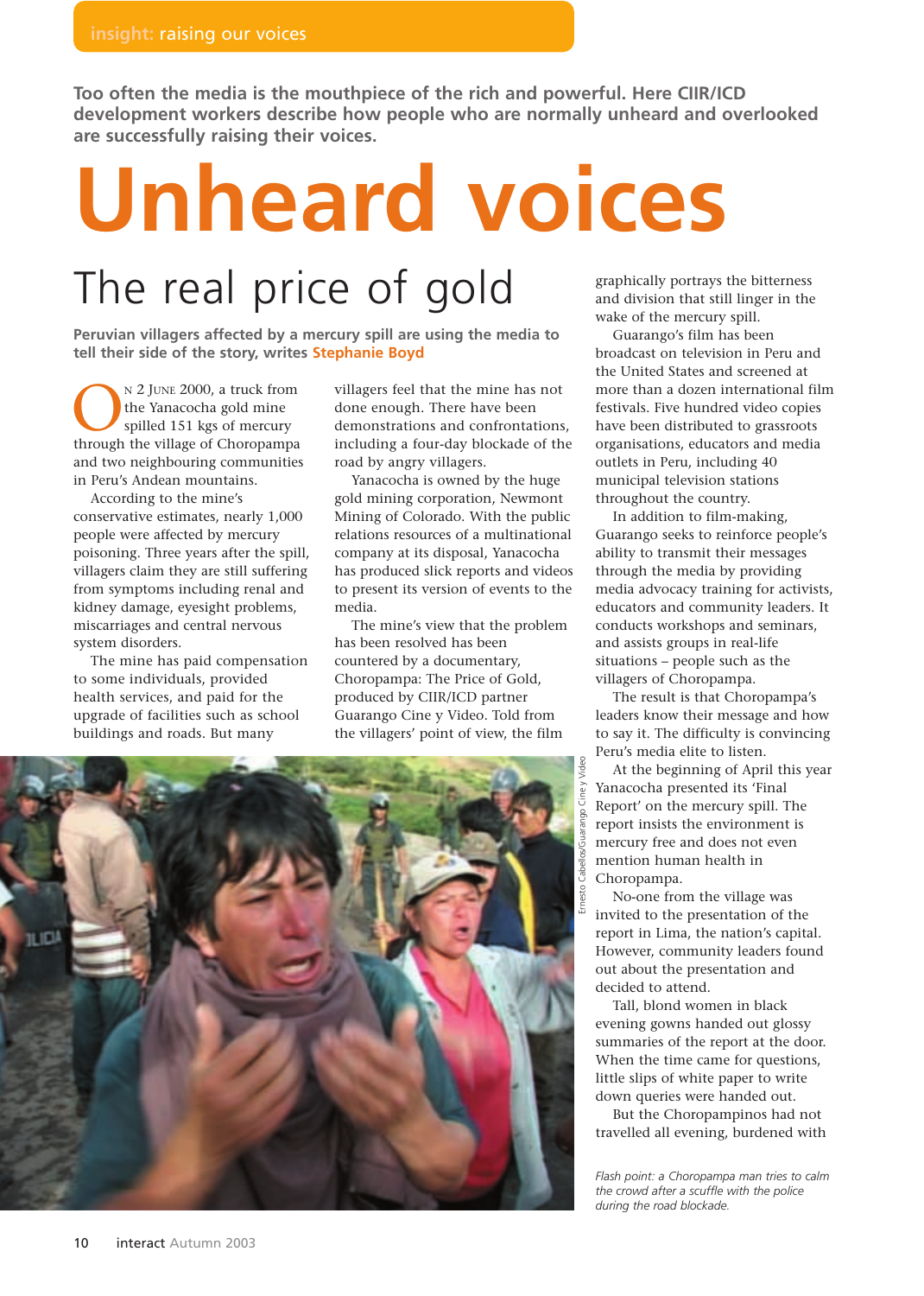insight: raising our voices

**Too often the media is the mouthpiece of the rich and powerful. Here CIIR/ICD development workers describe how people who are normally unheard and overlooked are successfully raising their voices.**

# Unheard voices

## The real price of gold

**Peruvian villagers affected by a mercury spill are using the media to tell their side of the story, writes Stephanie Boyd**

On 2 June 2000, a truck from the Yanacocha gold mine spilled 151 kgs of mercury through the village of Choropampa and two neighbouring communities in Peru's Andean mountains.

According to the mine's conservative estimates, nearly 1,000 people were affected by mercury poisoning. Three years after the spill, villagers claim they are still suffering from symptoms including renal and kidney damage, eyesight problems, miscarriages and central nervous system disorders.

The mine has paid compensation to some individuals, provided health services, and paid for the upgrade of facilities such as school buildings and roads. But many villagers feel that the mine has not done enough. There have been demonstrations and confrontations, including a four-day blockade of the road by angry villagers.

Yanacocha is owned by the huge gold mining corporation, Newmont Mining of Colorado. With the public relations resources of a multinational company at its disposal, Yanacocha has produced slick reports and videos to present its version of events to the media.

The mine's view that the problem has been resolved has been countered by a documentary, Choropampa: The Price of Gold, produced by CIIR/ICD partner Guarango Cine y Video. Told from the villagers' point of view, the film graphically portrays the bitterness and division that still linger in the wake of the mercury spill.

Guarango's film has been broadcast on television in Peru and the United States and screened at more than a dozen international film festivals. Five hundred video copies have been distributed to grassroots organisations, educators and media outlets in Peru, including 40 municipal television stations throughout the country.

In addition to film-making, Guarango seeks to reinforce people's ability to transmit their messages through the media by providing media advocacy training for activists, educators and community leaders. It conducts workshops and seminars, and assists groups in real-life situations – people such as the villagers of Choropampa.

The result is that Choropampa's leaders know their message and how to say it. The difficulty is convincing Peru's media elite to listen.

At the beginning of April this year Yanacocha presented its 'Final Report' on the mercury spill. The report insists the environment is mercury free and does not even mention human health in Choropampa.

No-one from the village was invited to the presentation of the report in Lima, the nation's capital. However, community leaders found out about the presentation and decided to attend.

Tall, blond women in black evening gowns handed out glossy summaries of the report at the door. When the time came for questions, little slips of white paper to write down queries were handed out.

But the Choropampinos had not travelled all evening, burdened with

Ernesto Cabellos/Guarango Cine y Video

*Flash point: a Choropampa man tries to calm the crowd after a scuffle with the police during the road blockade.*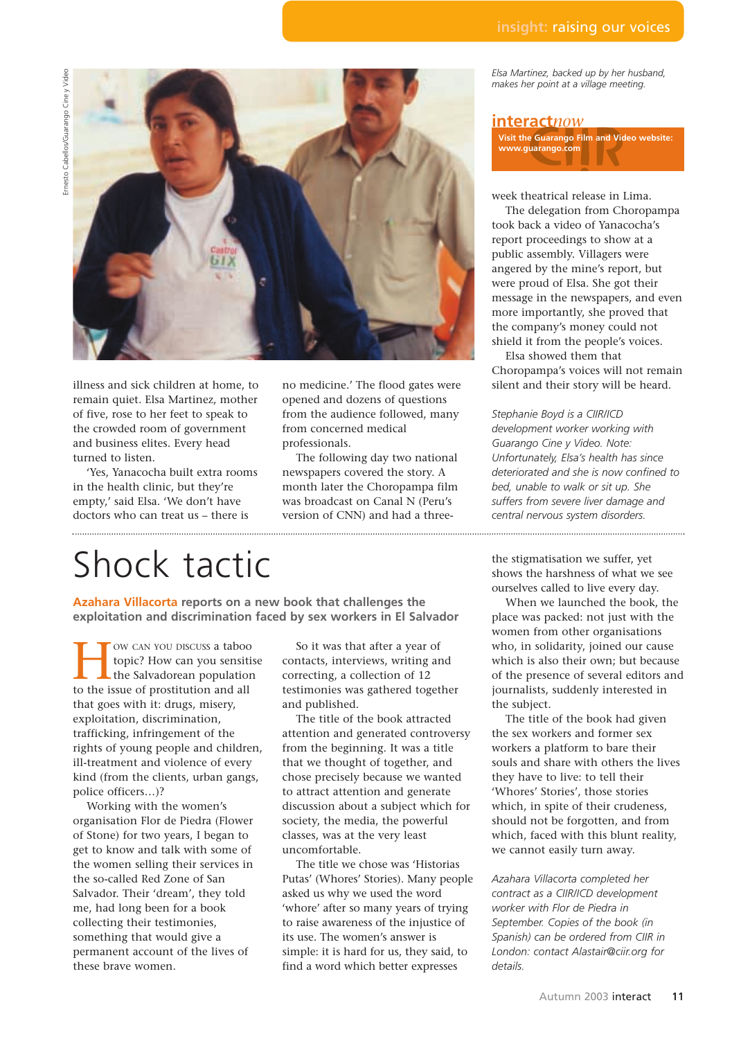Elsa Martinez, backed up by her husband, makes her point at a village meeting.

Ernesto Cabellos/Guarango Cine y Video

**interactnow**

Visit the Guarango Film and Video website: www.guarango.com

illness and sick children at home, to remain quiet. Elsa Martinez, mother of five, rose to her feet to speak to the crowded room of government and business elites. Every head turned to listen.

'Yes, Yanacocha built extra rooms in the health clinic, but they're empty,' said Elsa. 'We don't have doctors who can treat us – there is no medicine.' The flood gates were opened and dozens of questions from the audience followed, many from concerned medical professionals.

The following day two national newspapers covered the story. A month later the Choropampa film was broadcast on Canal N (Peru's version of CNN) and had a three-week theatrical release in Lima.

The delegation from Choropampa took back a video of Yanacocha's report proceedings to show at a public assembly. Villagers were angered by the mine's report, but were proud of Elsa. She got their message in the newspapers, and even more importantly, she proved that the company's money could not shield it from the people's voices.

Elsa showed them that Choropampa's voices will not remain silent and their story will be heard.

*Stephanie Boyd is a CIIR/ICD development worker working with Guarango Cine y Video. Note: Unfortunately, Elsa's health has since deteriorated and she is now confined to bed, unable to walk or sit up. She suffers from severe liver damage and central nervous system disorders.*

# Shock tactic

**Azahara Villacorta reports on a new book that challenges the exploitation and discrimination faced by sex workers in El Salvador**

How can you discuss a taboo topic? How can you sensitise the Salvadorean population to the issue of prostitution and all that goes with it: drugs, misery, exploitation, discrimination, trafficking, infringement of the rights of young people and children, ill-treatment and violence of every kind (from the clients, urban gangs, police officers…)?

Working with the women's organisation Flor de Piedra (Flower of Stone) for two years, I began to get to know and talk with some of the women selling their services in the so-called Red Zone of San Salvador. Their 'dream', they told me, had long been for a book collecting their testimonies, something that would give a permanent account of the lives of these brave women.

So it was that after a year of contacts, interviews, writing and correcting, a collection of 12 testimonies was gathered together and published.

The title of the book attracted attention and generated controversy from the beginning. It was a title that we thought of together, and chose precisely because we wanted to attract attention and generate discussion about a subject which for society, the media, the powerful classes, was at the very least uncomfortable.

The title we chose was 'Historias Putas' (Whores' Stories). Many people asked us why we used the word 'whore' after so many years of trying to raise awareness of the injustice of its use. The women's answer is simple: it is hard for us, they said, to find a word which better expresses the stigmatisation we suffer, yet shows the harshness of what we see ourselves called to live every day.

When we launched the book, the place was packed: not just with the women from other organisations who, in solidarity, joined our cause which is also their own; but because of the presence of several editors and journalists, suddenly interested in the subject.

The title of the book had given the sex workers and former sex workers a platform to bare their souls and share with others the lives they have to live: to tell their 'Whores' Stories', those stories which, in spite of their crudeness, should not be forgotten, and from which, faced with this blunt reality, we cannot easily turn away.

*Azahara Villacorta completed her contract as a CIIR/ICD development worker with Flor de Piedra in September. Copies of the book (in Spanish) can be ordered from CIIR in London: contact Alastair@ciir.org for details.*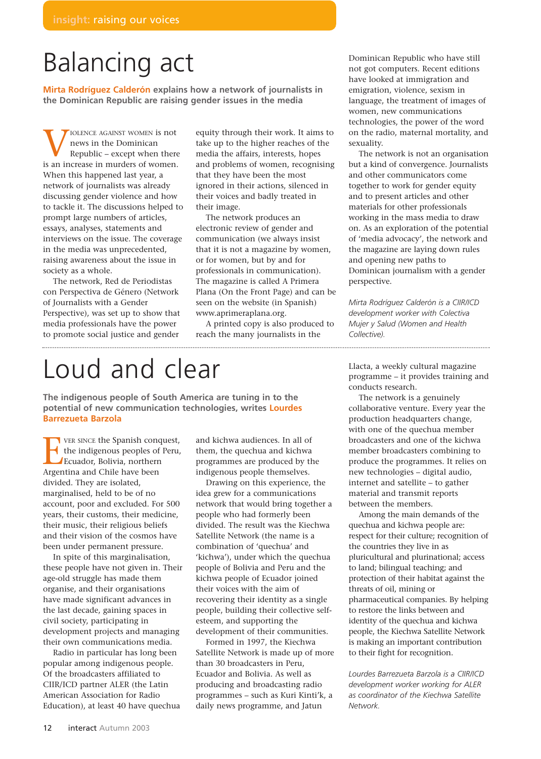insight: raising our voices

# Balancing act

**Mirta Rodríguez Calderón explains how a network of journalists in the Dominican Republic are raising gender issues in the media**

Violence against women is not news in the Dominican Republic – except when there is an increase in murders of women. When this happened last year, a network of journalists was already discussing gender violence and how to tackle it. The discussions helped to prompt large numbers of articles, essays, analyses, statements and interviews on the issue. The coverage in the media was unprecedented, raising awareness about the issue in society as a whole.

The network, Red de Periodistas con Perspectiva de Género (Network of Journalists with a Gender Perspective), was set up to show that media professionals have the power to promote social justice and gender equity through their work. It aims to take up to the higher reaches of the media the affairs, interests, hopes and problems of women, recognising that they have been the most ignored in their actions, silenced in their voices and badly treated in their image.

The network produces an electronic review of gender and communication (we always insist that it is not a magazine by women, or for women, but by and for professionals in communication). The magazine is called A Primera Plana (On the Front Page) and can be seen on the website (in Spanish) www.aprimeraplana.org.

A printed copy is also produced to reach the many journalists in the Dominican Republic who have still not got computers. Recent editions have looked at immigration and emigration, violence, sexism in language, the treatment of images of women, new communications technologies, the power of the word on the radio, maternal mortality, and sexuality.

The network is not an organisation but a kind of convergence. Journalists and other communicators come together to work for gender equity and to present articles and other materials for other professionals working in the mass media to draw on. As an exploration of the potential of 'media advocacy', the network and the magazine are laying down rules and opening new paths to Dominican journalism with a gender perspective.

*Mirta Rodríguez Calderón is a CIIR/ICD development worker with Colectiva Mujer y Salud (Women and Health Collective).*

---

# Loud and clear

**The indigenous people of South America are tuning in to the potential of new communication technologies, writes Lourdes Barrezueta Barzola**

Ever since the Spanish conquest, the indigenous peoples of Peru, Ecuador, Bolivia, northern Argentina and Chile have been divided. They are isolated, marginalised, held to be of no account, poor and excluded. For 500 years, their customs, their medicine, their music, their religious beliefs and their vision of the cosmos have been under permanent pressure.

In spite of this marginalisation, these people have not given in. Their age-old struggle has made them organise, and their organisations have made significant advances in the last decade, gaining spaces in civil society, participating in development projects and managing their own communications media.

Radio in particular has long been popular among indigenous people. Of the broadcasters affiliated to CIIR/ICD partner ALER (the Latin American Association for Radio Education), at least 40 have quechua and kichwa audiences. In all of them, the quechua and kichwa programmes are produced by the indigenous people themselves.

Drawing on this experience, the idea grew for a communications network that would bring together a people who had formerly been divided. The result was the Kiechwa Satellite Network (the name is a combination of 'quechua' and 'kichwa'), under which the quechua people of Bolivia and Peru and the kichwa people of Ecuador joined their voices with the aim of recovering their identity as a single people, building their collective self-esteem, and supporting the development of their communities.

Formed in 1997, the Kiechwa Satellite Network is made up of more than 30 broadcasters in Peru, Ecuador and Bolivia. As well as producing and broadcasting radio programmes – such as Kuri Kinti'k, a daily news programme, and Jatun Llacta, a weekly cultural magazine programme – it provides training and conducts research.

The network is a genuinely collaborative venture. Every year the production headquarters change, with one of the quechua member broadcasters and one of the kichwa member broadcasters combining to produce the programmes. It relies on new technologies – digital audio, internet and satellite – to gather material and transmit reports between the members.

Among the main demands of the quechua and kichwa people are: respect for their culture; recognition of the countries they live in as pluricultural and plurinational; access to land; bilingual teaching; and protection of their habitat against the threats of oil, mining or pharmaceutical companies. By helping to restore the links between and identity of the quechua and kichwa people, the Kiechwa Satellite Network is making an important contribution to their fight for recognition.

*Lourdes Barrezueta Barzola is a CIIR/ICD development worker working for ALER as coordinator of the Kiechwa Satellite Network.*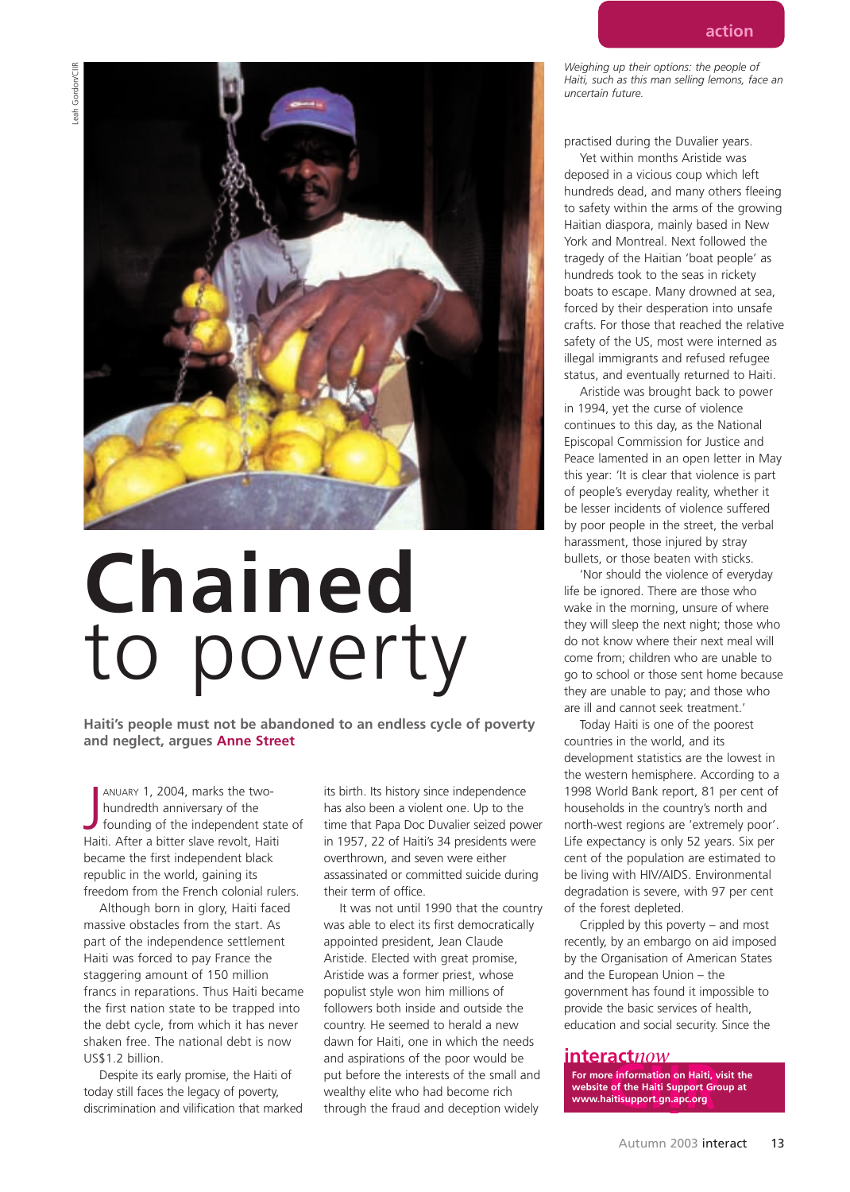*Weighing up their options: the people of Haiti, such as this man selling lemons, face an uncertain future.*

# Chained to poverty

**Haiti's people must not be abandoned to an endless cycle of poverty and neglect, argues Anne Street**

January 1, 2004, marks the two-hundredth anniversary of the founding of the independent state of Haiti. After a bitter slave revolt, Haiti became the first independent black republic in the world, gaining its freedom from the French colonial rulers.

Although born in glory, Haiti faced massive obstacles from the start. As part of the independence settlement Haiti was forced to pay France the staggering amount of 150 million francs in reparations. Thus Haiti became the first nation state to be trapped into the debt cycle, from which it has never shaken free. The national debt is now US$1.2 billion.

Despite its early promise, the Haiti of today still faces the legacy of poverty, discrimination and vilification that marked its birth. Its history since independence has also been a violent one. Up to the time that Papa Doc Duvalier seized power in 1957, 22 of Haiti's 34 presidents were overthrown, and seven were either assassinated or committed suicide during their term of office.

It was not until 1990 that the country was able to elect its first democratically appointed president, Jean Claude Aristide. Elected with great promise, Aristide was a former priest, whose populist style won him millions of followers both inside and outside the country. He seemed to herald a new dawn for Haiti, one in which the needs and aspirations of the poor would be put before the interests of the small and wealthy elite who had become rich through the fraud and deception widely practised during the Duvalier years.

Yet within months Aristide was deposed in a vicious coup which left hundreds dead, and many others fleeing to safety within the arms of the growing Haitian diaspora, mainly based in New York and Montreal. Next followed the tragedy of the Haitian 'boat people' as hundreds took to the seas in rickety boats to escape. Many drowned at sea, forced by their desperation into unsafe crafts. For those that reached the relative safety of the US, most were interned as illegal immigrants and refused refugee status, and eventually returned to Haiti.

Aristide was brought back to power in 1994, yet the curse of violence continues to this day, as the National Episcopal Commission for Justice and Peace lamented in an open letter in May this year: 'It is clear that violence is part of people's everyday reality, whether it be lesser incidents of violence suffered by poor people in the street, the verbal harassment, those injured by stray bullets, or those beaten with sticks.

'Nor should the violence of everyday life be ignored. There are those who wake in the morning, unsure of where they will sleep the next night; those who do not know where their next meal will come from; children who are unable to go to school or those sent home because they are unable to pay; and those who are ill and cannot seek treatment.'

Today Haiti is one of the poorest countries in the world, and its development statistics are the lowest in the western hemisphere. According to a 1998 World Bank report, 81 per cent of households in the country's north and north-west regions are 'extremely poor'. Life expectancy is only 52 years. Six per cent of the population are estimated to be living with HIV/AIDS. Environmental degradation is severe, with 97 per cent of the forest depleted.

Crippled by this poverty – and most recently, by an embargo on aid imposed by the Organisation of American States and the European Union – the government has found it impossible to provide the basic services of health, education and social security. Since the

**interact*now***

**For more information on Haiti, visit the website of the Haiti Support Group at www.haitisupport.gn.apc.org**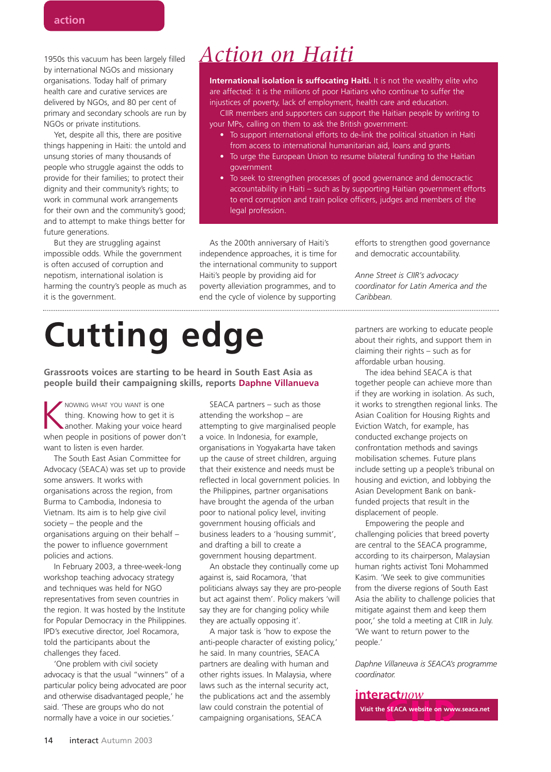1950s this vacuum has been largely filled by international NGOs and missionary organisations. Today half of primary health care and curative services are delivered by NGOs, and 80 per cent of primary and secondary schools are run by NGOs or private institutions.

Yet, despite all this, there are positive things happening in Haiti: the untold and unsung stories of many thousands of people who struggle against the odds to provide for their families; to protect their dignity and their community's rights; to work in communal work arrangements for their own and the community's good; and to attempt to make things better for future generations.

But they are struggling against impossible odds. While the government is often accused of corruption and nepotism, international isolation is harming the country's people as much as it is the government.

## *Action on Haiti*

**International isolation is suffocating Haiti.** It is not the wealthy elite who are affected: it is the millions of poor Haitians who continue to suffer the injustices of poverty, lack of employment, health care and education.

CIIR members and supporters can support the Haitian people by writing to your MPs, calling on them to ask the British government:

- To support international efforts to de-link the political situation in Haiti from access to international humanitarian aid, loans and grants
- To urge the European Union to resume bilateral funding to the Haitian government
- To seek to strengthen processes of good governance and democractic accountability in Haiti – such as by supporting Haitian government efforts to end corruption and train police officers, judges and members of the legal profession.

As the 200th anniversary of Haiti's independence approaches, it is time for the international community to support Haiti's people by providing aid for poverty alleviation programmes, and to end the cycle of violence by supporting efforts to strengthen good governance and democratic accountability.

*Anne Street is CIIR's advocacy coordinator for Latin America and the Caribbean.*

# Cutting edge

**Grassroots voices are starting to be heard in South East Asia as people build their campaigning skills, reports Daphne Villanueva**

KNOWING WHAT YOU WANT is one thing. Knowing how to get it is another. Making your voice heard when people in positions of power don't want to listen is even harder.

The South East Asian Committee for Advocacy (SEACA) was set up to provide some answers. It works with organisations across the region, from Burma to Cambodia, Indonesia to Vietnam. Its aim is to help give civil society – the people and the organisations arguing on their behalf – the power to influence government policies and actions.

In February 2003, a three-week-long workshop teaching advocacy strategy and techniques was held for NGO representatives from seven countries in the region. It was hosted by the Institute for Popular Democracy in the Philippines. IPD's executive director, Joel Rocamora, told the participants about the challenges they faced.

'One problem with civil society advocacy is that the usual "winners" of a particular policy being advocated are poor and otherwise disadvantaged people,' he said. 'These are groups who do not normally have a voice in our societies.'

SEACA partners – such as those attending the workshop – are attempting to give marginalised people a voice. In Indonesia, for example, organisations in Yogyakarta have taken up the cause of street children, arguing that their existence and needs must be reflected in local government policies. In the Philippines, partner organisations have brought the agenda of the urban poor to national policy level, inviting government housing officials and business leaders to a 'housing summit', and drafting a bill to create a government housing department.

An obstacle they continually come up against is, said Rocamora, 'that politicians always say they are pro-people but act against them'. Policy makers 'will say they are for changing policy while they are actually opposing it'.

A major task is 'how to expose the anti-people character of existing policy,' he said. In many countries, SEACA partners are dealing with human and other rights issues. In Malaysia, where laws such as the internal security act, the publications act and the assembly law could constrain the potential of campaigning organisations, SEACA partners are working to educate people about their rights, and support them in claiming their rights – such as for affordable urban housing.

The idea behind SEACA is that together people can achieve more than if they are working in isolation. As such, it works to strengthen regional links. The Asian Coalition for Housing Rights and Eviction Watch, for example, has conducted exchange projects on confrontation methods and savings mobilisation schemes. Future plans include setting up a people's tribunal on housing and eviction, and lobbying the Asian Development Bank on bank-funded projects that result in the displacement of people.

Empowering the people and challenging policies that breed poverty are central to the SEACA programme, according to its chairperson, Malaysian human rights activist Toni Mohammed Kasim. 'We seek to give communities from the diverse regions of South East Asia the ability to challenge policies that mitigate against them and keep them poor,' she told a meeting at CIIR in July. 'We want to return power to the people.'

*Daphne Villanueva is SEACA's programme coordinator.*

**interact*now***

**Visit the SEACA website on www.seaca.net**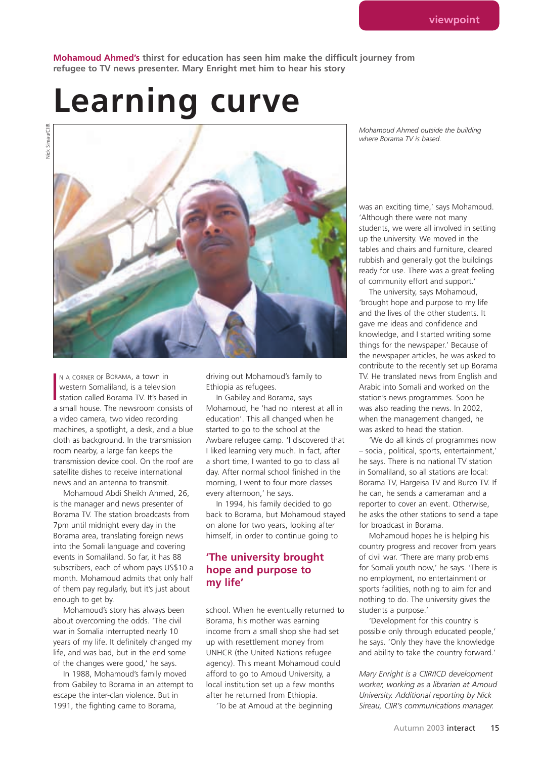viewpoint

**Mohamoud Ahmed's** **thirst for education has seen him make the difficult journey from refugee to TV news presenter. Mary Enright met him to hear his story**

# Learning curve

*Mohamoud Ahmed outside the building where Borama TV is based.*

Nick Sireau/CIIR

IN A CORNER OF BORAMA, a town in western Somaliland, is a television station called Borama TV. It's based in a small house. The newsroom consists of a video camera, two video recording machines, a spotlight, a desk, and a blue cloth as background. In the transmission room nearby, a large fan keeps the transmission device cool. On the roof are satellite dishes to receive international news and an antenna to transmit.

Mohamoud Abdi Sheikh Ahmed, 26, is the manager and news presenter of Borama TV. The station broadcasts from 7pm until midnight every day in the Borama area, translating foreign news into the Somali language and covering events in Somaliland. So far, it has 88 subscribers, each of whom pays US$10 a month. Mohamoud admits that only half of them pay regularly, but it's just about enough to get by.

Mohamoud's story has always been about overcoming the odds. 'The civil war in Somalia interrupted nearly 10 years of my life. It definitely changed my life, and was bad, but in the end some of the changes were good,' he says.

In 1988, Mohamoud's family moved from Gabiley to Borama in an attempt to escape the inter-clan violence. But in 1991, the fighting came to Borama, driving out Mohamoud's family to Ethiopia as refugees.

In Gabiley and Borama, says Mohamoud, he 'had no interest at all in education'. This all changed when he started to go to the school at the Awbare refugee camp. 'I discovered that I liked learning very much. In fact, after a short time, I wanted to go to class all day. After normal school finished in the morning, I went to four more classes every afternoon,' he says.

In 1994, his family decided to go back to Borama, but Mohamoud stayed on alone for two years, looking after himself, in order to continue going to school. When he eventually returned to Borama, his mother was earning income from a small shop she had set up with resettlement money from UNHCR (the United Nations refugee agency). This meant Mohamoud could afford to go to Amoud University, a local institution set up a few months after he returned from Ethiopia.

## 'The university brought hope and purpose to my life'

'To be at Amoud at the beginning was an exciting time,' says Mohamoud. 'Although there were not many students, we were all involved in setting up the university. We moved in the tables and chairs and furniture, cleared rubbish and generally got the buildings ready for use. There was a great feeling of community effort and support.'

The university, says Mohamoud, 'brought hope and purpose to my life and the lives of the other students. It gave me ideas and confidence and knowledge, and I started writing some things for the newspaper.' Because of the newspaper articles, he was asked to contribute to the recently set up Borama TV. He translated news from English and Arabic into Somali and worked on the station's news programmes. Soon he was also reading the news. In 2002, when the management changed, he was asked to head the station.

'We do all kinds of programmes now – social, political, sports, entertainment,' he says. There is no national TV station in Somaliland, so all stations are local: Borama TV, Hargeisa TV and Burco TV. If he can, he sends a cameraman and a reporter to cover an event. Otherwise, he asks the other stations to send a tape for broadcast in Borama.

Mohamoud hopes he is helping his country progress and recover from years of civil war. 'There are many problems for Somali youth now,' he says. 'There is no employment, no entertainment or sports facilities, nothing to aim for and nothing to do. The university gives the students a purpose.'

'Development for this country is possible only through educated people,' he says. 'Only they have the knowledge and ability to take the country forward.'

*Mary Enright is a CIIR/ICD development worker, working as a librarian at Amoud University. Additional reporting by Nick Sireau, CIIR's communications manager.*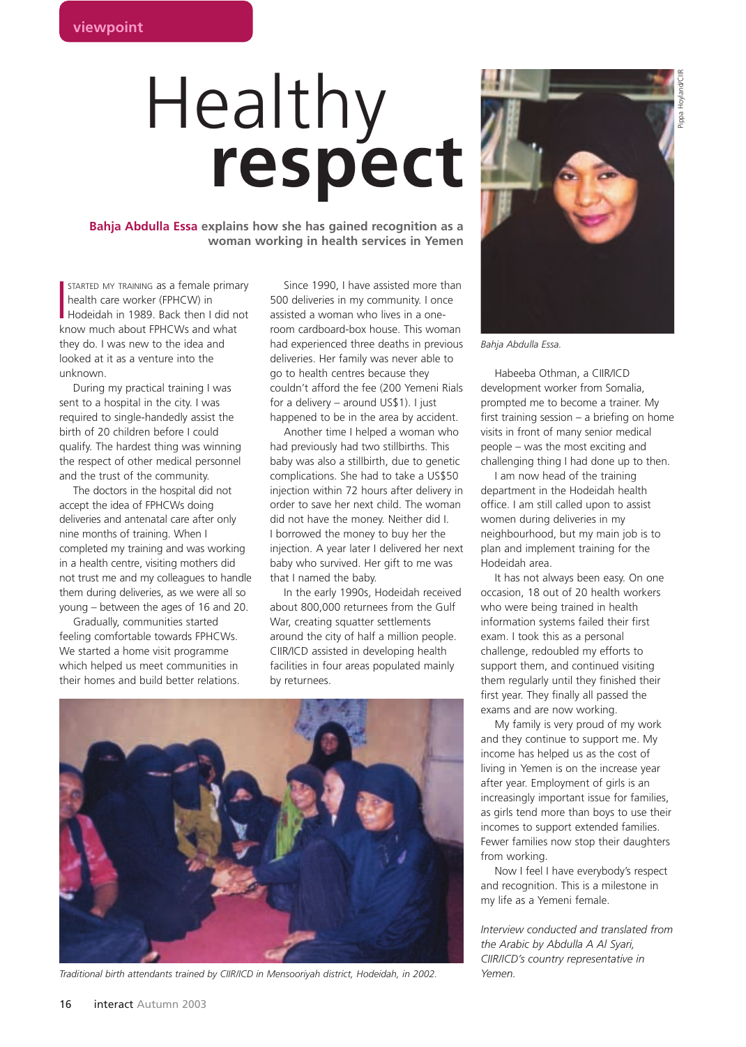viewpoint

# Healthy **respect**

**Bahja Abdulla Essa explains how she has gained recognition as a woman working in health services in Yemen**

I STARTED MY TRAINING as a female primary health care worker (FPHCW) in Hodeidah in 1989. Back then I did not know much about FPHCWs and what they do. I was new to the idea and looked at it as a venture into the unknown.

During my practical training I was sent to a hospital in the city. I was required to single-handedly assist the birth of 20 children before I could qualify. The hardest thing was winning the respect of other medical personnel and the trust of the community.

The doctors in the hospital did not accept the idea of FPHCWs doing deliveries and antenatal care after only nine months of training. When I completed my training and was working in a health centre, visiting mothers did not trust me and my colleagues to handle them during deliveries, as we were all so young – between the ages of 16 and 20.

Gradually, communities started feeling comfortable towards FPHCWs. We started a home visit programme which helped us meet communities in their homes and build better relations.

Since 1990, I have assisted more than 500 deliveries in my community. I once assisted a woman who lives in a one-room cardboard-box house. This woman had experienced three deaths in previous deliveries. Her family was never able to go to health centres because they couldn't afford the fee (200 Yemeni Rials for a delivery – around US$1). I just happened to be in the area by accident.

Another time I helped a woman who had previously had two stillbirths. This baby was also a stillbirth, due to genetic complications. She had to take a US$50 injection within 72 hours after delivery in order to save her next child. The woman did not have the money. Neither did I. I borrowed the money to buy her the injection. A year later I delivered her next baby who survived. Her gift to me was that I named the baby.

In the early 1990s, Hodeidah received about 800,000 returnees from the Gulf War, creating squatter settlements around the city of half a million people. CIIR/ICD assisted in developing health facilities in four areas populated mainly by returnees.

Traditional birth attendants trained by CIIR/ICD in Mensooriyah district, Hodeidah, in 2002.

Pippa Hoyland/CIIR

*Bahja Abdulla Essa.*

Habeeba Othman, a CIIR/ICD development worker from Somalia, prompted me to become a trainer. My first training session – a briefing on home visits in front of many senior medical people – was the most exciting and challenging thing I had done up to then.

I am now head of the training department in the Hodeidah health office. I am still called upon to assist women during deliveries in my neighbourhood, but my main job is to plan and implement training for the Hodeidah area.

It has not always been easy. On one occasion, 18 out of 20 health workers who were being trained in health information systems failed their first exam. I took this as a personal challenge, redoubled my efforts to support them, and continued visiting them regularly until they finished their first year. They finally all passed the exams and are now working.

My family is very proud of my work and they continue to support me. My income has helped us as the cost of living in Yemen is on the increase year after year. Employment of girls is an increasingly important issue for families, as girls tend more than boys to use their incomes to support extended families. Fewer families now stop their daughters from working.

Now I feel I have everybody's respect and recognition. This is a milestone in my life as a Yemeni female.

*Interview conducted and translated from the Arabic by Abdulla A Al Syari, CIIR/ICD's country representative in Yemen.*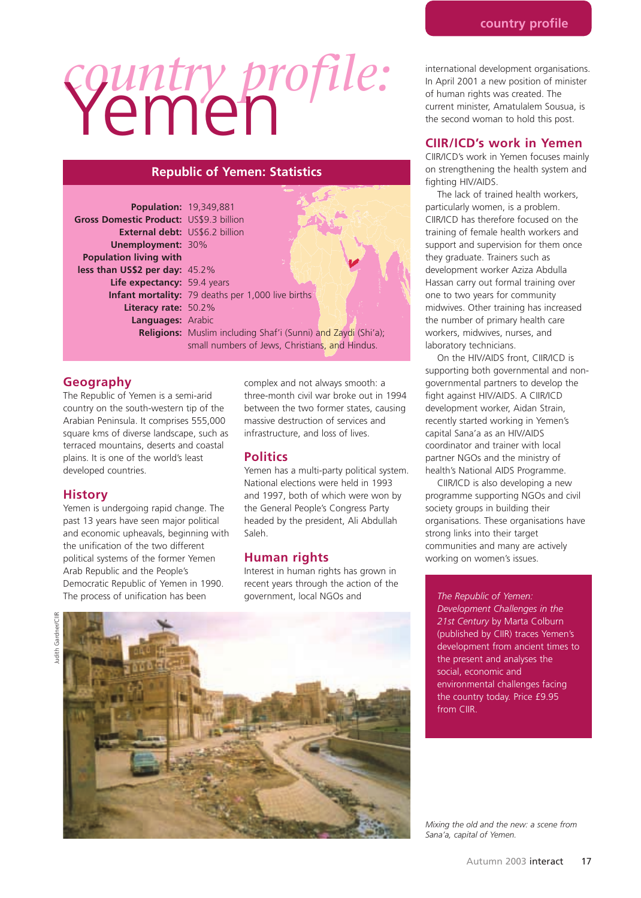# country profile: Yemen

## Republic of Yemen: Statistics

| | |
|---|---|
| **Population:** | 19,349,881 |
| **Gross Domestic Product:** | US$9.3 billion |
| **External debt:** | US$6.2 billion |
| **Unemployment:** | 30% |
| **Population living with less than US$2 per day:** | 45.2% |
| **Life expectancy:** | 59.4 years |
| **Infant mortality:** | 79 deaths per 1,000 live births |
| **Literacy rate:** | 50.2% |
| **Languages:** | Arabic |
| **Religions:** | Muslim including Shaf'i (Sunni) and Zaydi (Shi'a); small numbers of Jews, Christians, and Hindus. |

## Geography

The Republic of Yemen is a semi-arid country on the south-western tip of the Arabian Peninsula. It comprises 555,000 square kms of diverse landscape, such as terraced mountains, deserts and coastal plains. It is one of the world's least developed countries.

## History

Yemen is undergoing rapid change. The past 13 years have seen major political and economic upheavals, beginning with the unification of the two different political systems of the former Yemen Arab Republic and the People's Democratic Republic of Yemen in 1990. The process of unification has been complex and not always smooth: a three-month civil war broke out in 1994 between the two former states, causing massive destruction of services and infrastructure, and loss of lives.

## Politics

Yemen has a multi-party political system. National elections were held in 1993 and 1997, both of which were won by the General People's Congress Party headed by the president, Ali Abdullah Saleh.

## Human rights

Interest in human rights has grown in recent years through the action of the government, local NGOs and international development organisations. In April 2001 a new position of minister of human rights was created. The current minister, Amatulalem Sousua, is the second woman to hold this post.

## CIIR/ICD's work in Yemen

CIIR/ICD's work in Yemen focuses mainly on strengthening the health system and fighting HIV/AIDS.

The lack of trained health workers, particularly women, is a problem. CIIR/ICD has therefore focused on the training of female health workers and support and supervision for them once they graduate. Trainers such as development worker Aziza Abdulla Hassan carry out formal training over one to two years for community midwives. Other training has increased the number of primary health care workers, midwives, nurses, and laboratory technicians.

On the HIV/AIDS front, CIIR/ICD is supporting both governmental and non-governmental partners to develop the fight against HIV/AIDS. A CIIR/ICD development worker, Aidan Strain, recently started working in Yemen's capital Sana'a as an HIV/AIDS coordinator and trainer with local partner NGOs and the ministry of health's National AIDS Programme.

CIIR/ICD is also developing a new programme supporting NGOs and civil society groups in building their organisations. These organisations have strong links into their target communities and many are actively working on women's issues.

*The Republic of Yemen: Development Challenges in the 21st Century* by Marta Colburn (published by CIIR) traces Yemen's development from ancient times to the present and analyses the social, economic and environmental challenges facing the country today. Price £9.95 from CIIR.

Judith Gardner/CIIR

*Mixing the old and the new: a scene from Sana'a, capital of Yemen.*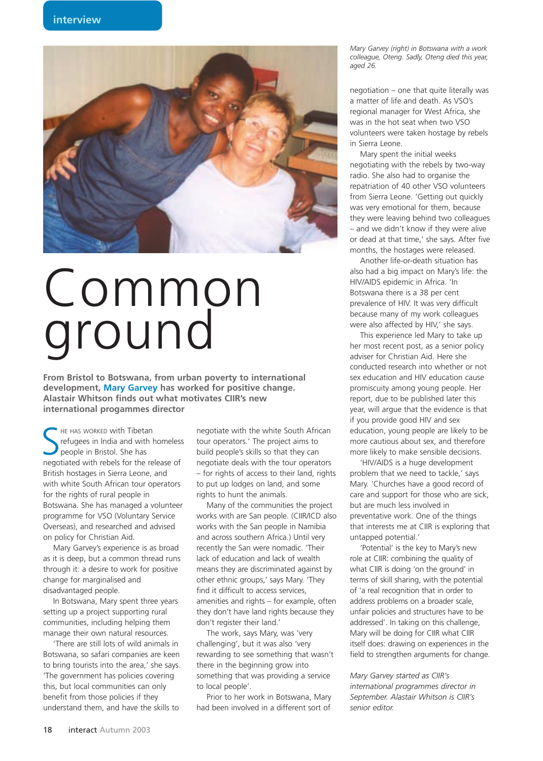interview

# Common ground

**From Bristol to Botswana, from urban poverty to international development, Mary Garvey has worked for positive change. Alastair Whitson finds out what motivates CIIR's new international progammes director**

She has worked with Tibetan refugees in India and with homeless people in Bristol. She has negotiated with rebels for the release of British hostages in Sierra Leone, and with white South African tour operators for the rights of rural people in Botswana. She has managed a volunteer programme for VSO (Voluntary Service Overseas), and researched and advised on policy for Christian Aid.

Mary Garvey's experience is as broad as it is deep, but a common thread runs through it: a desire to work for positive change for marginalised and disadvantaged people.

In Botswana, Mary spent three years setting up a project supporting rural communities, including helping them manage their own natural resources.

'There are still lots of wild animals in Botswana, so safari companies are keen to bring tourists into the area,' she says. 'The government has policies covering this, but local communities can only benefit from those policies if they understand them, and have the skills to negotiate with the white South African tour operators.' The project aims to build people's skills so that they can negotiate deals with the tour operators – for rights of access to their land, rights to put up lodges on land, and some rights to hunt the animals.

Many of the communities the project works with are San people. (CIIR/ICD also works with the San people in Namibia and across southern Africa.) Until very recently the San were nomadic. 'Their lack of education and lack of wealth means they are discriminated against by other ethnic groups,' says Mary. 'They find it difficult to access services, amenities and rights – for example, often they don't have land rights because they don't register their land.'

The work, says Mary, was 'very challenging', but it was also 'very rewarding to see something that wasn't there in the beginning grow into something that was providing a service to local people'.

Prior to her work in Botswana, Mary had been involved in a different sort of negotiation – one that quite literally was a matter of life and death. As VSO's regional manager for West Africa, she was in the hot seat when two VSO volunteers were taken hostage by rebels in Sierra Leone.

*Mary Garvey (right) in Botswana with a work colleague, Oteng. Sadly, Oteng died this year, aged 26.*

Mary spent the initial weeks negotiating with the rebels by two-way radio. She also had to organise the repatriation of 40 other VSO volunteers from Sierra Leone. 'Getting out quickly was very emotional for them, because they were leaving behind two colleagues – and we didn't know if they were alive or dead at that time,' she says. After five months, the hostages were released.

Another life-or-death situation has also had a big impact on Mary's life: the HIV/AIDS epidemic in Africa. 'In Botswana there is a 38 per cent prevalence of HIV. It was very difficult because many of my work colleagues were also affected by HIV,' she says.

This experience led Mary to take up her most recent post, as a senior policy adviser for Christian Aid. Here she conducted research into whether or not sex education and HIV education cause promiscuity among young people. Her report, due to be published later this year, will argue that the evidence is that if you provide good HIV and sex education, young people are likely to be more cautious about sex, and therefore more likely to make sensible decisions.

'HIV/AIDS is a huge development problem that we need to tackle,' says Mary. 'Churches have a good record of care and support for those who are sick, but are much less involved in preventative work. One of the things that interests me at CIIR is exploring that untapped potential.'

'Potential' is the key to Mary's new role at CIIR: combining the quality of what CIIR is doing 'on the ground' in terms of skill sharing, with the potential of 'a real recognition that in order to address problems on a broader scale, unfair policies and structures have to be addressed'. In taking on this challenge, Mary will be doing for CIIR what CIIR itself does: drawing on experiences in the field to strengthen arguments for change.

*Mary Garvey started as CIIR's international programmes director in September. Alastair Whitson is CIIR's senior editor.*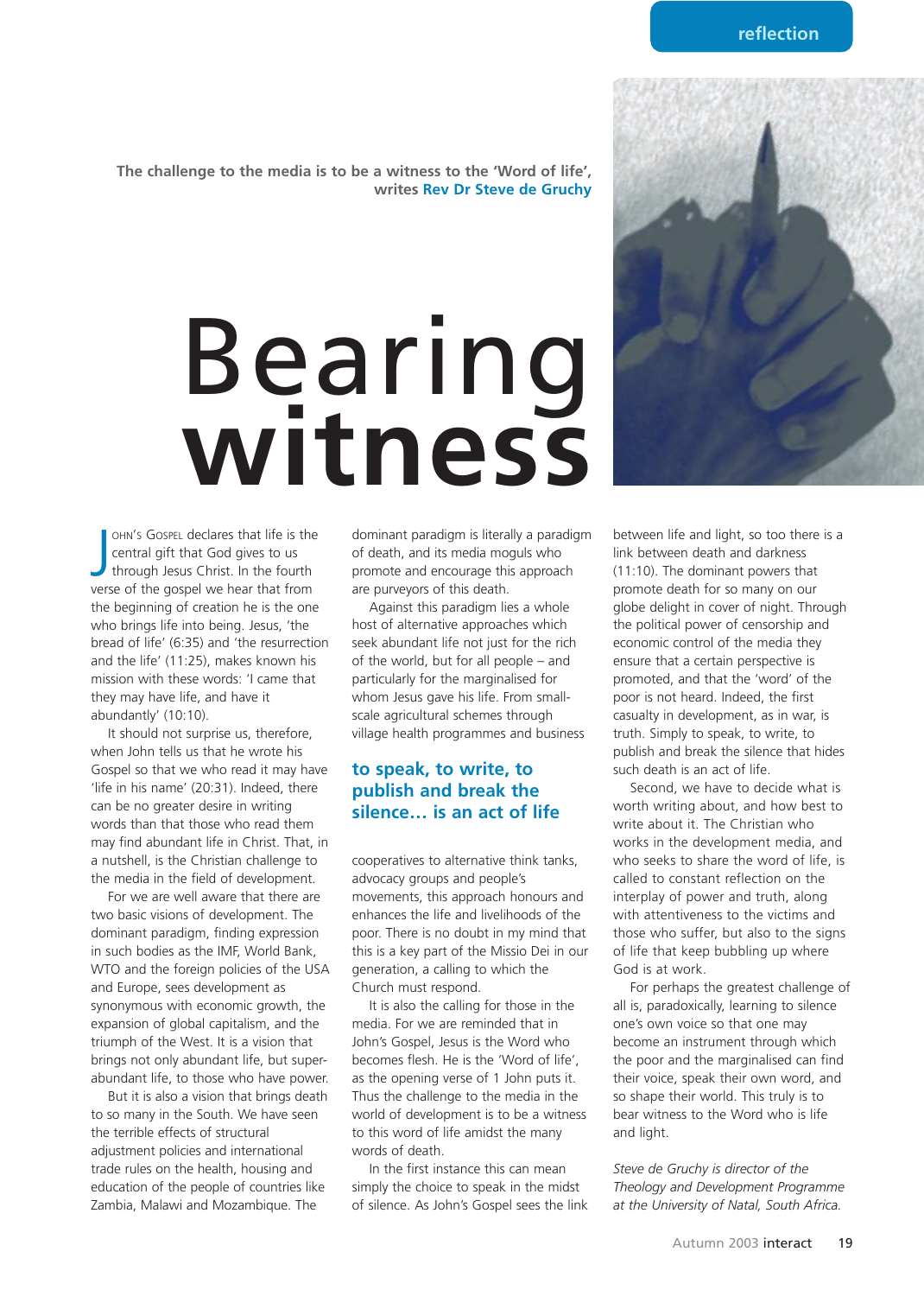reflection

The challenge to the media is to be a witness to the 'Word of life', writes **Rev Dr Steve de Gruchy**

# Bearing witness

John's Gospel declares that life is the central gift that God gives to us through Jesus Christ. In the fourth verse of the gospel we hear that from the beginning of creation he is the one who brings life into being. Jesus, 'the bread of life' (6:35) and 'the resurrection and the life' (11:25), makes known his mission with these words: 'I came that they may have life, and have it abundantly' (10:10).

It should not surprise us, therefore, when John tells us that he wrote his Gospel so that we who read it may have 'life in his name' (20:31). Indeed, there can be no greater desire in writing words than that those who read them may find abundant life in Christ. That, in a nutshell, is the Christian challenge to the media in the field of development.

For we are well aware that there are two basic visions of development. The dominant paradigm, finding expression in such bodies as the IMF, World Bank, WTO and the foreign policies of the USA and Europe, sees development as synonymous with economic growth, the expansion of global capitalism, and the triumph of the West. It is a vision that brings not only abundant life, but super-abundant life, to those who have power.

But it is also a vision that brings death to so many in the South. We have seen the terrible effects of structural adjustment policies and international trade rules on the health, housing and education of the people of countries like Zambia, Malawi and Mozambique. The dominant paradigm is literally a paradigm of death, and its media moguls who promote and encourage this approach are purveyors of this death.

Against this paradigm lies a whole host of alternative approaches which seek abundant life not just for the rich of the world, but for all people – and particularly for the marginalised for whom Jesus gave his life. From small-scale agricultural schemes through village health programmes and business cooperatives to alternative think tanks, advocacy groups and people's movements, this approach honours and enhances the life and livelihoods of the poor. There is no doubt in my mind that this is a key part of the Missio Dei in our generation, a calling to which the Church must respond.

**to speak, to write, to publish and break the silence… is an act of life**

It is also the calling for those in the media. For we are reminded that in John's Gospel, Jesus is the Word who becomes flesh. He is the 'Word of life', as the opening verse of 1 John puts it. Thus the challenge to the media in the world of development is to be a witness to this word of life amidst the many words of death.

In the first instance this can mean simply the choice to speak in the midst of silence. As John's Gospel sees the link between life and light, so too there is a link between death and darkness (11:10). The dominant powers that promote death for so many in cover of our globe delight in cover of night. Through the political power of censorship and economic control of the media they ensure that a certain perspective is promoted, and that the 'word' of the poor is not heard. Indeed, the first casualty in development, as in war, is truth. Simply to speak, to write, to publish and break the silence that hides such death is an act of life.

Second, we have to decide what is worth writing about, and how best to write about it. The Christian who works in the development media, and who seeks to share the word of life, is called to constant reflection on the interplay of power and truth, along with attentiveness to the victims and those who suffer, but also to the signs of life that keep bubbling up where God is at work.

For perhaps the greatest challenge of all is, paradoxically, learning to silence one's own voice so that one may become an instrument through which the poor and the marginalised can find their voice, speak their own word, and so shape their world. This truly is to bear witness to the Word who is life and light.

*Steve de Gruchy is director of the Theology and Development Programme at the University of Natal, South Africa.*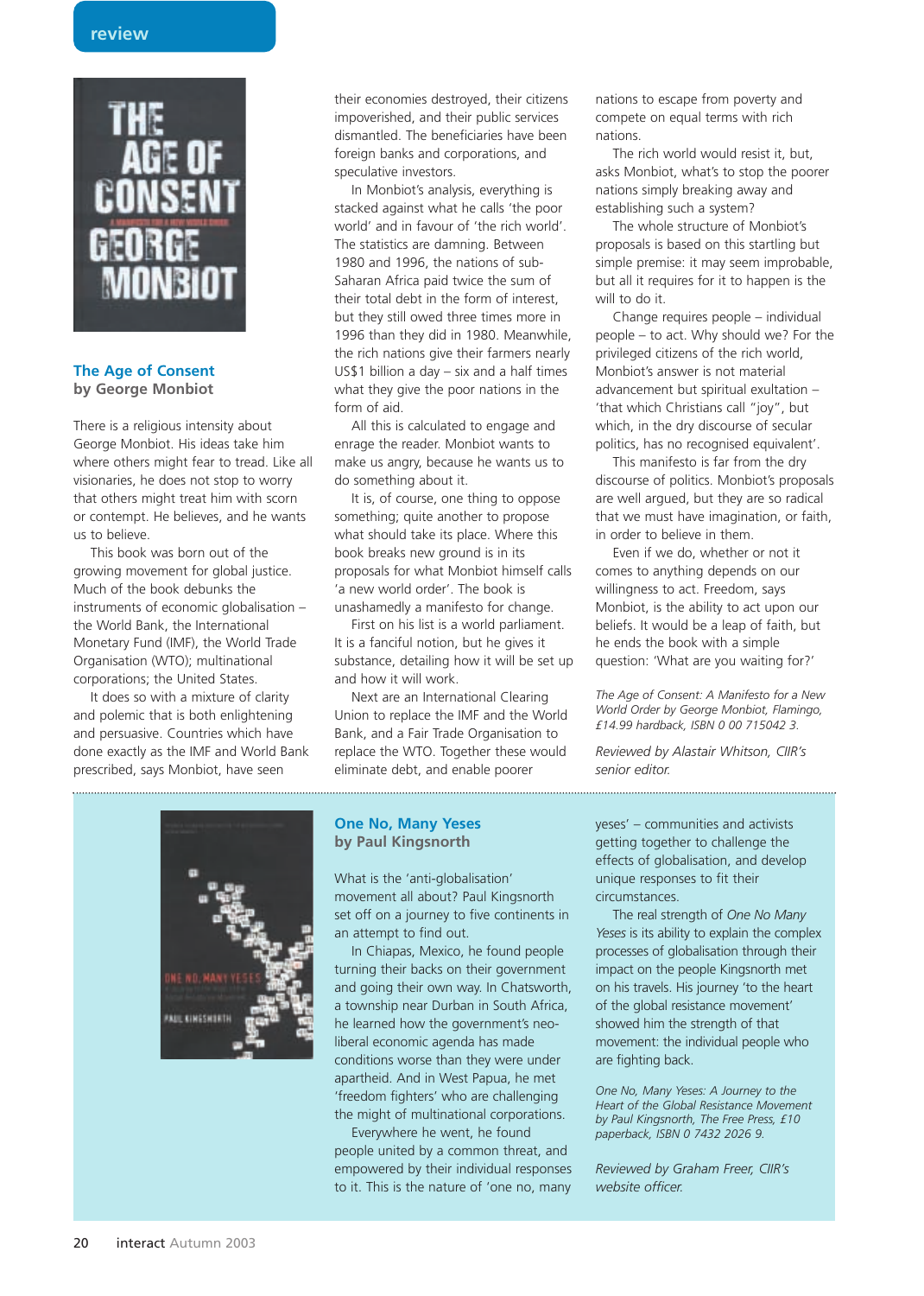review

## The Age of Consent
**by George Monbiot**

There is a religious intensity about George Monbiot. His ideas take him where others might fear to tread. Like all visionaries, he does not stop to worry that others might treat him with scorn or contempt. He believes, and he wants us to believe.

This book was born out of the growing movement for global justice. Much of the book debunks the instruments of economic globalisation – the World Bank, the International Monetary Fund (IMF), the World Trade Organisation (WTO); multinational corporations; the United States.

It does so with a mixture of clarity and polemic that is both enlightening and persuasive. Countries which have done exactly as the IMF and World Bank prescribed, says Monbiot, have seen their economies destroyed, their citizens impoverished, and their public services dismantled. The beneficiaries have been foreign banks and corporations, and speculative investors.

In Monbiot's analysis, everything is stacked against what he calls 'the poor world' and in favour of 'the rich world'. The statistics are damning. Between 1980 and 1996, the nations of sub-Saharan Africa paid twice the sum of their total debt in the form of interest, but they still owed three times more in 1996 than they did in 1980. Meanwhile, the rich nations give their farmers nearly US$1 billion a day – six and a half times what they give the poor nations in the form of aid.

All this is calculated to engage and enrage the reader. Monbiot wants to make us angry, because he wants us to do something about it.

It is, of course, one thing to oppose something; quite another to propose what should take its place. Where this book breaks new ground is in its proposals for what Monbiot himself calls 'a new world order'. The book is unashamedly a manifesto for change.

First on his list is a world parliament. It is a fanciful notion, but he gives it substance, detailing how it will be set up and how it will work.

Next are an International Clearing Union to replace the IMF and the World Bank, and a Fair Trade Organisation to replace the WTO. Together these would eliminate debt, and enable poorer nations to escape from poverty and compete on equal terms with rich nations.

The rich world would resist it, but, asks Monbiot, what's to stop the poorer nations simply breaking away and establishing such a system?

The whole structure of Monbiot's proposals is based on this startling but simple premise: it may seem improbable, but all it requires for it to happen is the will to do it.

Change requires people – individual people – to act. Why should we? For the privileged citizens of the rich world, Monbiot's answer is not material advancement but spiritual exultation – 'that which Christians call "joy", but which, in the dry discourse of secular politics, has no recognised equivalent'.

This manifesto is far from the dry discourse of politics. Monbiot's proposals are well argued, but they are so radical that we must have imagination, or faith, in order to believe in them.

Even if we do, whether or not it comes to anything depends on our willingness to act. Freedom, says Monbiot, is the ability to act upon our beliefs. It would be a leap of faith, but he ends the book with a simple question: 'What are you waiting for?'

*The Age of Consent: A Manifesto for a New World Order by George Monbiot, Flamingo, £14.99 hardback, ISBN 0 00 715042 3.*

*Reviewed by Alastair Whitson, CIIR's senior editor.*

## One No, Many Yeses
**by Paul Kingsnorth**

What is the 'anti-globalisation' movement all about? Paul Kingsnorth set off on a journey to five continents in an attempt to find out.

In Chiapas, Mexico, he found people turning their backs on their government and going their own way. In Chatsworth, a township near Durban in South Africa, he learned how the government's neo-liberal economic agenda has made conditions worse than they were under apartheid. And in West Papua, he met 'freedom fighters' who are challenging the might of multinational corporations.

Everywhere he went, he found people united by a common threat, and empowered by their individual responses to it. This is the nature of 'one no, many yeses' – communities and activists getting together to challenge the effects of globalisation, and develop unique responses to fit their circumstances.

The real strength of *One No Many Yeses* is its ability to explain the complex processes of globalisation through their impact on the people Kingsnorth met on his travels. His journey 'to the heart of the global resistance movement' showed him the strength of that movement: the individual people who are fighting back.

*One No, Many Yeses: A Journey to the Heart of the Global Resistance Movement by Paul Kingsnorth, The Free Press, £10 paperback, ISBN 0 7432 2026 9.*

*Reviewed by Graham Freer, CIIR's website officer.*